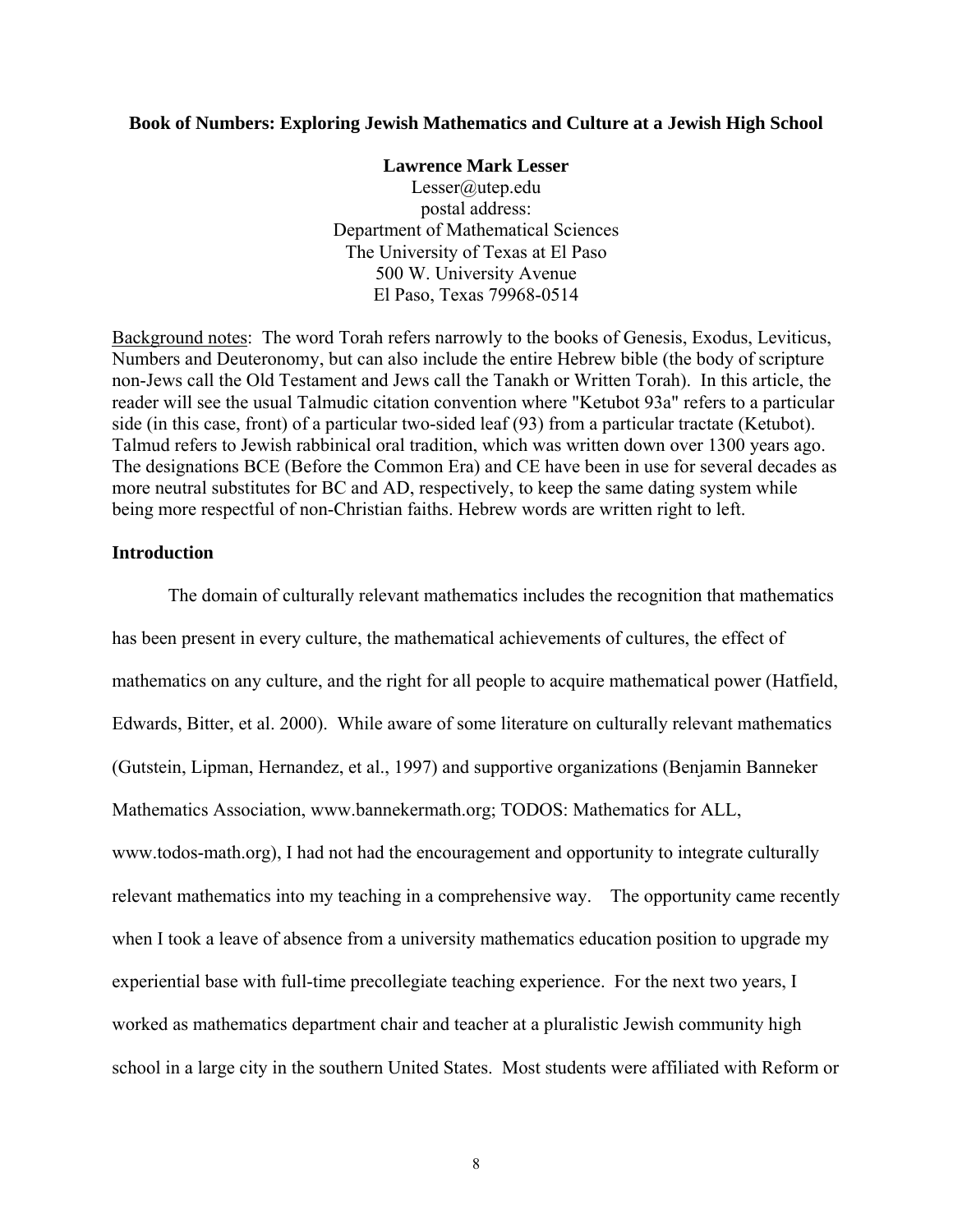**Book of Numbers: Exploring Jewish Mathematics and Culture at a Jewish High School**

**Lawrence Mark Lesser**
Lesser@utep.edu
postal address:
Department of Mathematical Sciences
The University of Texas at El Paso
500 W. University Avenue
El Paso, Texas 79968-0514

Background notes: The word Torah refers narrowly to the books of Genesis, Exodus, Leviticus, Numbers and Deuteronomy, but can also include the entire Hebrew bible (the body of scripture non-Jews call the Old Testament and Jews call the Tanakh or Written Torah). In this article, the reader will see the usual Talmudic citation convention where "Ketubot 93a" refers to a particular side (in this case, front) of a particular two-sided leaf (93) from a particular tractate (Ketubot). Talmud refers to Jewish rabbinical oral tradition, which was written down over 1300 years ago. The designations BCE (Before the Common Era) and CE have been in use for several decades as more neutral substitutes for BC and AD, respectively, to keep the same dating system while being more respectful of non-Christian faiths. Hebrew words are written right to left.

## Introduction

The domain of culturally relevant mathematics includes the recognition that mathematics has been present in every culture, the mathematical achievements of cultures, the effect of mathematics on any culture, and the right for all people to acquire mathematical power (Hatfield, Edwards, Bitter, et al. 2000). While aware of some literature on culturally relevant mathematics (Gutstein, Lipman, Hernandez, et al., 1997) and supportive organizations (Benjamin Banneker Mathematics Association, www.bannekermath.org; TODOS: Mathematics for ALL, www.todos-math.org), I had not had the encouragement and opportunity to integrate culturally relevant mathematics into my teaching in a comprehensive way. The opportunity came recently when I took a leave of absence from a university mathematics education position to upgrade my experiential base with full-time precollegiate teaching experience. For the next two years, I worked as mathematics department chair and teacher at a pluralistic Jewish community high school in a large city in the southern United States. Most students were affiliated with Reform or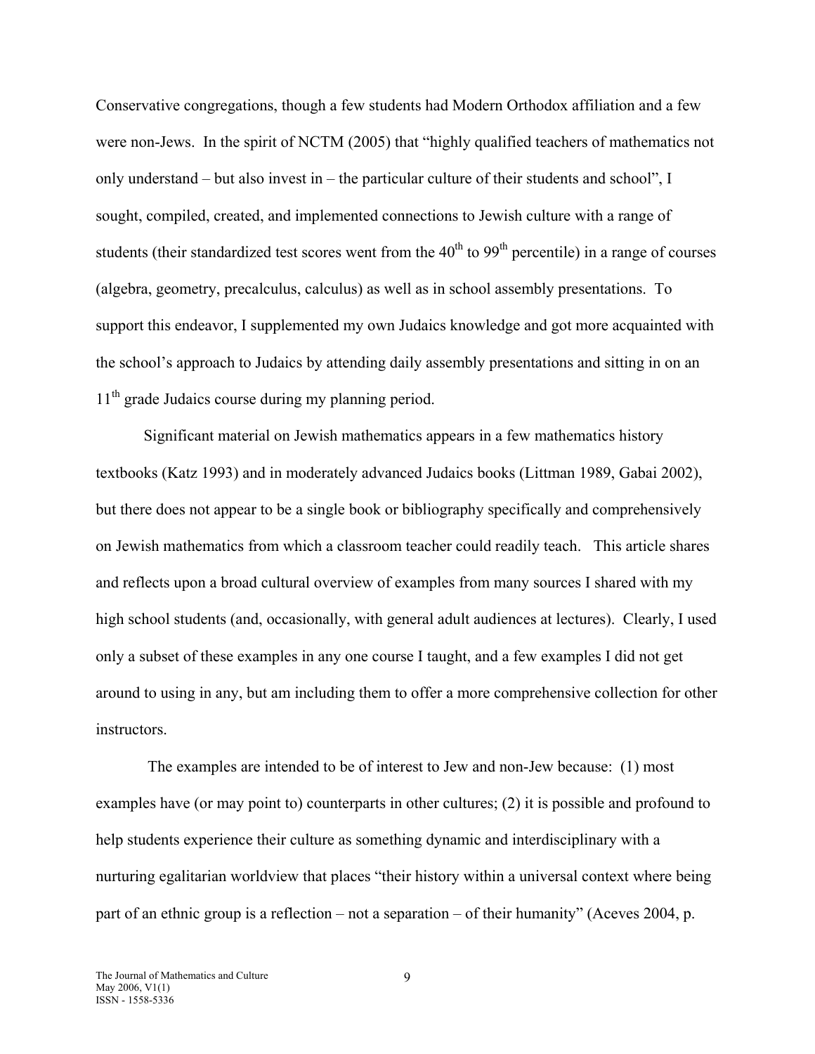Conservative congregations, though a few students had Modern Orthodox affiliation and a few were non-Jews. In the spirit of NCTM (2005) that "highly qualified teachers of mathematics not only understand – but also invest in – the particular culture of their students and school", I sought, compiled, created, and implemented connections to Jewish culture with a range of students (their standardized test scores went from the $40^{th}$ to $99^{th}$ percentile) in a range of courses (algebra, geometry, precalculus, calculus) as well as in school assembly presentations. To support this endeavor, I supplemented my own Judaics knowledge and got more acquainted with the school's approach to Judaics by attending daily assembly presentations and sitting in on an $11^{th}$ grade Judaics course during my planning period.

Significant material on Jewish mathematics appears in a few mathematics history textbooks (Katz 1993) and in moderately advanced Judaics books (Littman 1989, Gabai 2002), but there does not appear to be a single book or bibliography specifically and comprehensively on Jewish mathematics from which a classroom teacher could readily teach. This article shares and reflects upon a broad cultural overview of examples from many sources I shared with my high school students (and, occasionally, with general adult audiences at lectures). Clearly, I used only a subset of these examples in any one course I taught, and a few examples I did not get around to using in any, but am including them to offer a more comprehensive collection for other instructors.

The examples are intended to be of interest to Jew and non-Jew because: (1) most examples have (or may point to) counterparts in other cultures; (2) it is possible and profound to help students experience their culture as something dynamic and interdisciplinary with a nurturing egalitarian worldview that places "their history within a universal context where being part of an ethnic group is a reflection – not a separation – of their humanity" (Aceves 2004, p.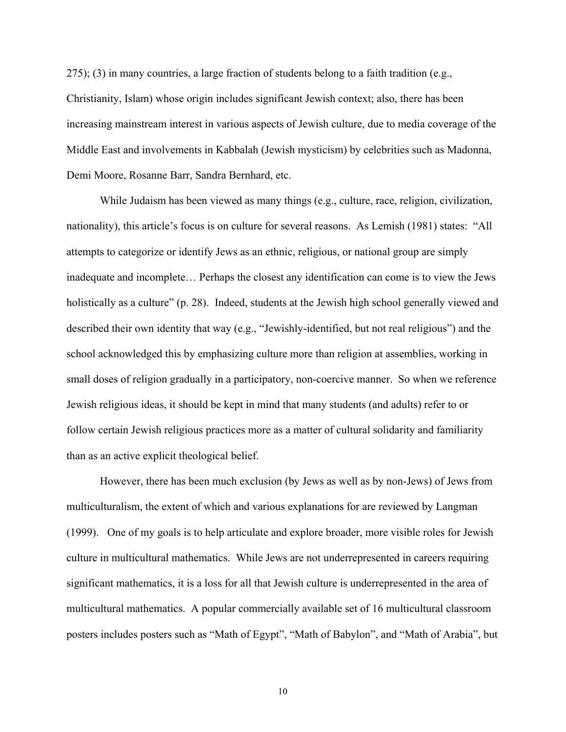275); (3) in many countries, a large fraction of students belong to a faith tradition (e.g., Christianity, Islam) whose origin includes significant Jewish context; also, there has been increasing mainstream interest in various aspects of Jewish culture, due to media coverage of the Middle East and involvements in Kabbalah (Jewish mysticism) by celebrities such as Madonna, Demi Moore, Rosanne Barr, Sandra Bernhard, etc.

While Judaism has been viewed as many things (e.g., culture, race, religion, civilization, nationality), this article's focus is on culture for several reasons. As Lemish (1981) states: "All attempts to categorize or identify Jews as an ethnic, religious, or national group are simply inadequate and incomplete… Perhaps the closest any identification can come is to view the Jews holistically as a culture" (p. 28). Indeed, students at the Jewish high school generally viewed and described their own identity that way (e.g., "Jewishly-identified, but not real religious") and the school acknowledged this by emphasizing culture more than religion at assemblies, working in small doses of religion gradually in a participatory, non-coercive manner. So when we reference Jewish religious ideas, it should be kept in mind that many students (and adults) refer to or follow certain Jewish religious practices more as a matter of cultural solidarity and familiarity than as an active explicit theological belief.

However, there has been much exclusion (by Jews as well as by non-Jews) of Jews from multiculturalism, the extent of which and various explanations for are reviewed by Langman (1999). One of my goals is to help articulate and explore broader, more visible roles for Jewish culture in multicultural mathematics. While Jews are not underrepresented in careers requiring significant mathematics, it is a loss for all that Jewish culture is underrepresented in the area of multicultural mathematics. A popular commercially available set of 16 multicultural classroom posters includes posters such as "Math of Egypt", "Math of Babylon", and "Math of Arabia", but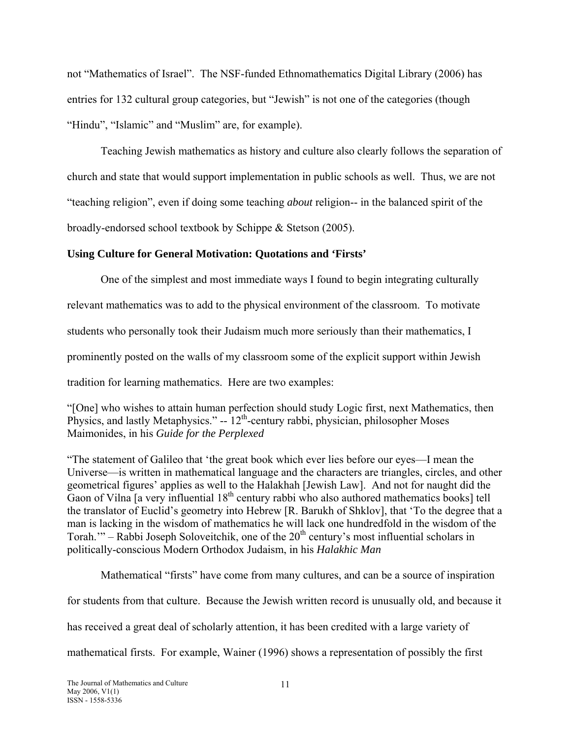not "Mathematics of Israel". The NSF-funded Ethnomathematics Digital Library (2006) has entries for 132 cultural group categories, but "Jewish" is not one of the categories (though "Hindu", "Islamic" and "Muslim" are, for example).

Teaching Jewish mathematics as history and culture also clearly follows the separation of church and state that would support implementation in public schools as well. Thus, we are not "teaching religion", even if doing some teaching *about* religion-- in the balanced spirit of the broadly-endorsed school textbook by Schippe & Stetson (2005).

**Using Culture for General Motivation: Quotations and 'Firsts'**

One of the simplest and most immediate ways I found to begin integrating culturally relevant mathematics was to add to the physical environment of the classroom. To motivate students who personally took their Judaism much more seriously than their mathematics, I prominently posted on the walls of my classroom some of the explicit support within Jewish tradition for learning mathematics. Here are two examples:

"[One] who wishes to attain human perfection should study Logic first, next Mathematics, then Physics, and lastly Metaphysics." -- 12th-century rabbi, physician, philosopher Moses Maimonides, in his *Guide for the Perplexed*

"The statement of Galileo that 'the great book which ever lies before our eyes—I mean the Universe—is written in mathematical language and the characters are triangles, circles, and other geometrical figures' applies as well to the Halakhah [Jewish Law]. And not for naught did the Gaon of Vilna [a very influential 18th century rabbi who also authored mathematics books] tell the translator of Euclid's geometry into Hebrew [R. Barukh of Shklov], that 'To the degree that a man is lacking in the wisdom of mathematics he will lack one hundredfold in the wisdom of the Torah.'" – Rabbi Joseph Soloveitchik, one of the 20th century's most influential scholars in politically-conscious Modern Orthodox Judaism, in his *Halakhic Man*

Mathematical "firsts" have come from many cultures, and can be a source of inspiration for students from that culture. Because the Jewish written record is unusually old, and because it has received a great deal of scholarly attention, it has been credited with a large variety of mathematical firsts. For example, Wainer (1996) shows a representation of possibly the first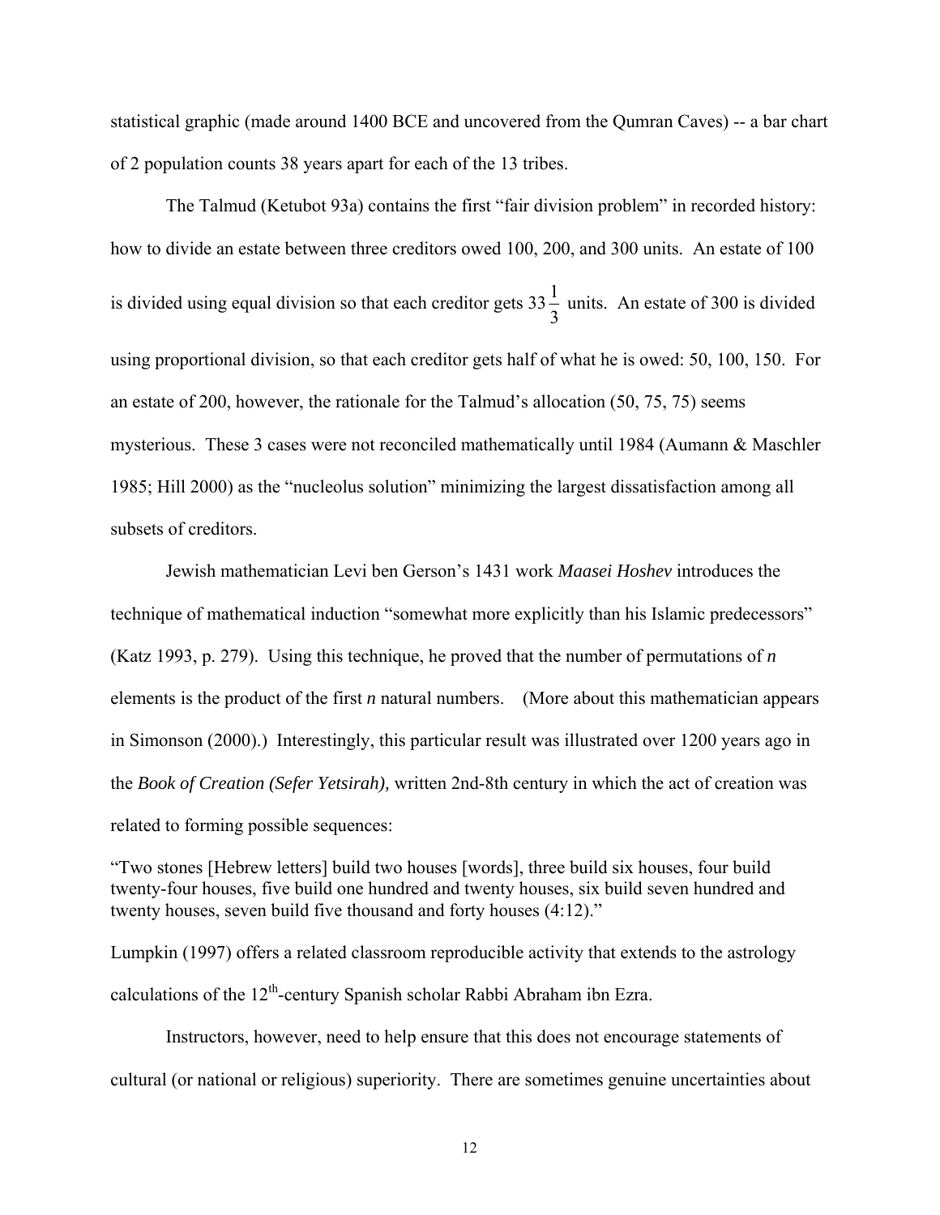statistical graphic (made around 1400 BCE and uncovered from the Qumran Caves) -- a bar chart of 2 population counts 38 years apart for each of the 13 tribes.

The Talmud (Ketubot 93a) contains the first "fair division problem" in recorded history: how to divide an estate between three creditors owed 100, 200, and 300 units. An estate of 100 is divided using equal division so that each creditor gets $33\frac{1}{3}$ units. An estate of 300 is divided using proportional division, so that each creditor gets half of what he is owed: 50, 100, 150. For an estate of 200, however, the rationale for the Talmud's allocation (50, 75, 75) seems mysterious. These 3 cases were not reconciled mathematically until 1984 (Aumann & Maschler 1985; Hill 2000) as the "nucleolus solution" minimizing the largest dissatisfaction among all subsets of creditors.

Jewish mathematician Levi ben Gerson's 1431 work *Maasei Hoshev* introduces the technique of mathematical induction "somewhat more explicitly than his Islamic predecessors" (Katz 1993, p. 279). Using this technique, he proved that the number of permutations of *n* elements is the product of the first *n* natural numbers. (More about this mathematician appears in Simonson (2000).) Interestingly, this particular result was illustrated over 1200 years ago in the *Book of Creation (Sefer Yetsirah),* written 2nd-8th century in which the act of creation was related to forming possible sequences:

"Two stones [Hebrew letters] build two houses [words], three build six houses, four build twenty-four houses, five build one hundred and twenty houses, six build seven hundred and twenty houses, seven build five thousand and forty houses (4:12)."

Lumpkin (1997) offers a related classroom reproducible activity that extends to the astrology calculations of the 12th-century Spanish scholar Rabbi Abraham ibn Ezra.

Instructors, however, need to help ensure that this does not encourage statements of cultural (or national or religious) superiority. There are sometimes genuine uncertainties about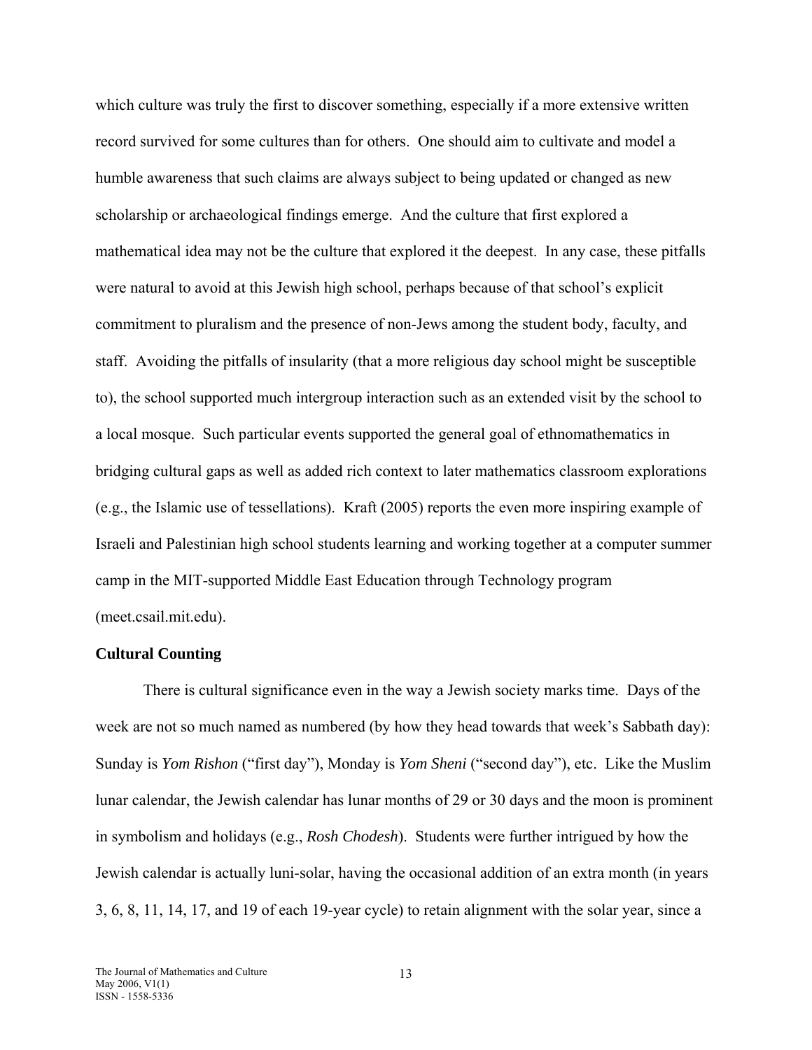which culture was truly the first to discover something, especially if a more extensive written record survived for some cultures than for others. One should aim to cultivate and model a humble awareness that such claims are always subject to being updated or changed as new scholarship or archaeological findings emerge. And the culture that first explored a mathematical idea may not be the culture that explored it the deepest. In any case, these pitfalls were natural to avoid at this Jewish high school, perhaps because of that school's explicit commitment to pluralism and the presence of non-Jews among the student body, faculty, and staff. Avoiding the pitfalls of insularity (that a more religious day school might be susceptible to), the school supported much intergroup interaction such as an extended visit by the school to a local mosque. Such particular events supported the general goal of ethnomathematics in bridging cultural gaps as well as added rich context to later mathematics classroom explorations (e.g., the Islamic use of tessellations). Kraft (2005) reports the even more inspiring example of Israeli and Palestinian high school students learning and working together at a computer summer camp in the MIT-supported Middle East Education through Technology program (meet.csail.mit.edu).

**Cultural Counting**

There is cultural significance even in the way a Jewish society marks time. Days of the week are not so much named as numbered (by how they head towards that week's Sabbath day): Sunday is *Yom Rishon* ("first day"), Monday is *Yom Sheni* ("second day"), etc. Like the Muslim lunar calendar, the Jewish calendar has lunar months of 29 or 30 days and the moon is prominent in symbolism and holidays (e.g., *Rosh Chodesh*). Students were further intrigued by how the Jewish calendar is actually luni-solar, having the occasional addition of an extra month (in years 3, 6, 8, 11, 14, 17, and 19 of each 19-year cycle) to retain alignment with the solar year, since a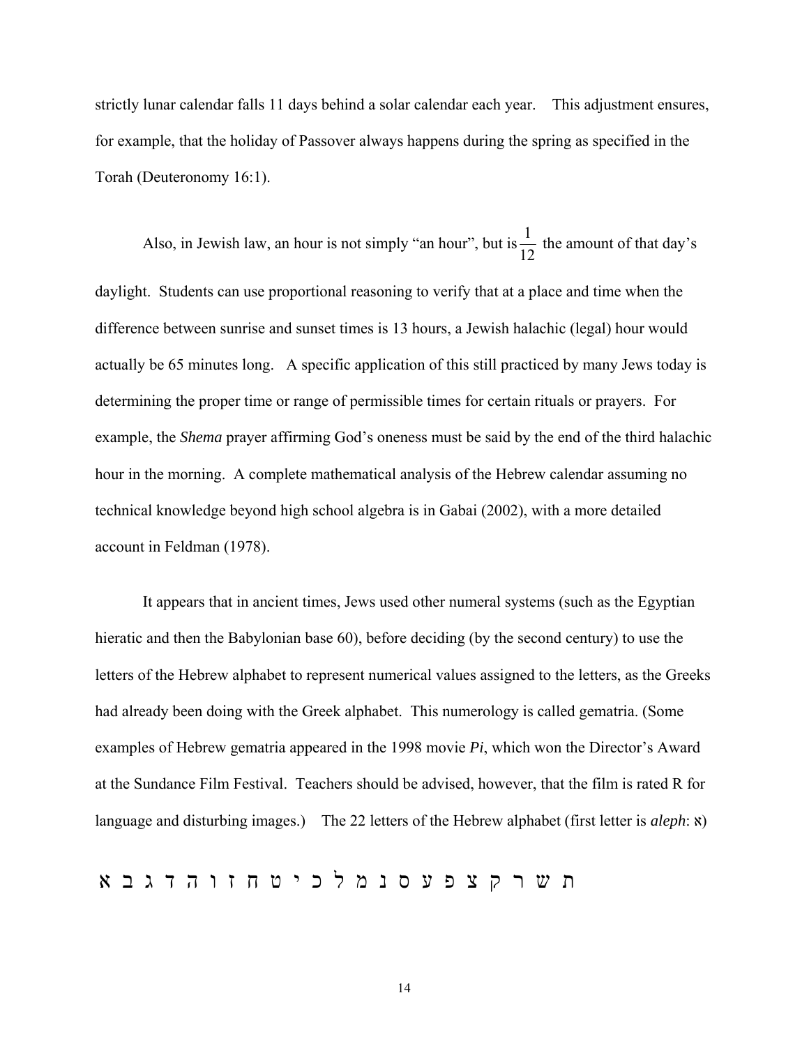strictly lunar calendar falls 11 days behind a solar calendar each year. This adjustment ensures, for example, that the holiday of Passover always happens during the spring as specified in the Torah (Deuteronomy 16:1).

Also, in Jewish law, an hour is not simply "an hour", but is $\frac{1}{12}$ the amount of that day's daylight. Students can use proportional reasoning to verify that at a place and time when the difference between sunrise and sunset times is 13 hours, a Jewish halachic (legal) hour would actually be 65 minutes long. A specific application of this still practiced by many Jews today is determining the proper time or range of permissible times for certain rituals or prayers. For example, the *Shema* prayer affirming God's oneness must be said by the end of the third halachic hour in the morning. A complete mathematical analysis of the Hebrew calendar assuming no technical knowledge beyond high school algebra is in Gabai (2002), with a more detailed account in Feldman (1978).

It appears that in ancient times, Jews used other numeral systems (such as the Egyptian hieratic and then the Babylonian base 60), before deciding (by the second century) to use the letters of the Hebrew alphabet to represent numerical values assigned to the letters, as the Greeks had already been doing with the Greek alphabet. This numerology is called gematria. (Some examples of Hebrew gematria appeared in the 1998 movie *Pi*, which won the Director's Award at the Sundance Film Festival. Teachers should be advised, however, that the film is rated R for language and disturbing images.) The 22 letters of the Hebrew alphabet (first letter is *aleph*: א)

ת ש ר ק צ פ ע ס נ מ ל כ י ט ח ז ו ה ד ג ב א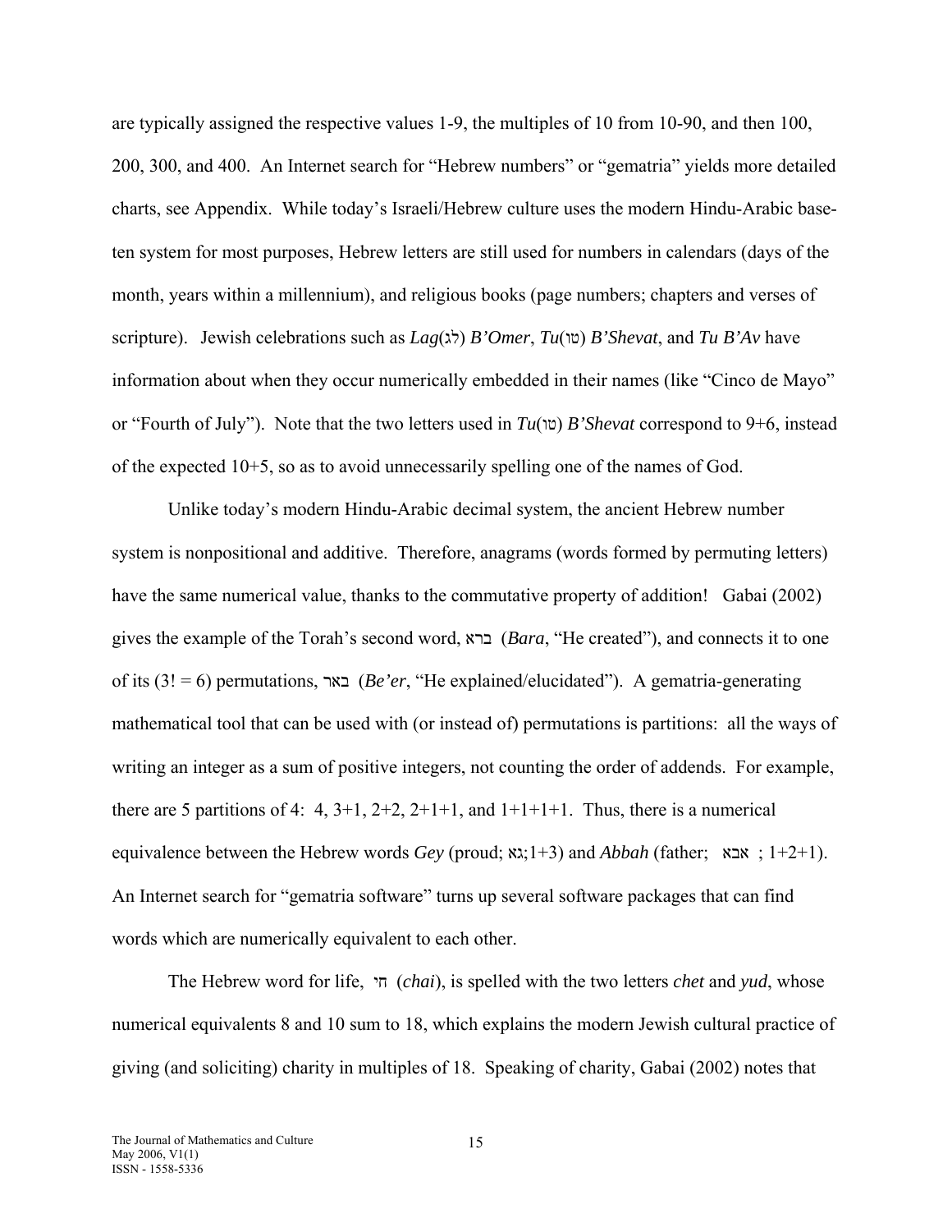are typically assigned the respective values 1-9, the multiples of 10 from 10-90, and then 100, 200, 300, and 400. An Internet search for "Hebrew numbers" or "gematria" yields more detailed charts, see Appendix. While today's Israeli/Hebrew culture uses the modern Hindu-Arabic base-ten system for most purposes, Hebrew letters are still used for numbers in calendars (days of the month, years within a millennium), and religious books (page numbers; chapters and verses of scripture). Jewish celebrations such as *Lag*(לג) *B'Omer*, *Tu*(טו) *B'Shevat*, and *Tu B'Av* have information about when they occur numerically embedded in their names (like "Cinco de Mayo" or "Fourth of July"). Note that the two letters used in *Tu*(טו) *B'Shevat* correspond to 9+6, instead of the expected 10+5, so as to avoid unnecessarily spelling one of the names of God.

Unlike today's modern Hindu-Arabic decimal system, the ancient Hebrew number system is nonpositional and additive. Therefore, anagrams (words formed by permuting letters) have the same numerical value, thanks to the commutative property of addition! Gabai (2002) gives the example of the Torah's second word, ברא (*Bara*, "He created"), and connects it to one of its (3! = 6) permutations, באר (*Be'er*, "He explained/elucidated"). A gematria-generating mathematical tool that can be used with (or instead of) permutations is partitions: all the ways of writing an integer as a sum of positive integers, not counting the order of addends. For example, there are 5 partitions of 4: 4, 3+1, 2+2, 2+1+1, and 1+1+1+1. Thus, there is a numerical equivalence between the Hebrew words *Gey* (proud; גא;1+3) and *Abbah* (father; אבא ; 1+2+1). An Internet search for "gematria software" turns up several software packages that can find words which are numerically equivalent to each other.

The Hebrew word for life, חי (*chai*), is spelled with the two letters *chet* and *yud*, whose numerical equivalents 8 and 10 sum to 18, which explains the modern Jewish cultural practice of giving (and soliciting) charity in multiples of 18. Speaking of charity, Gabai (2002) notes that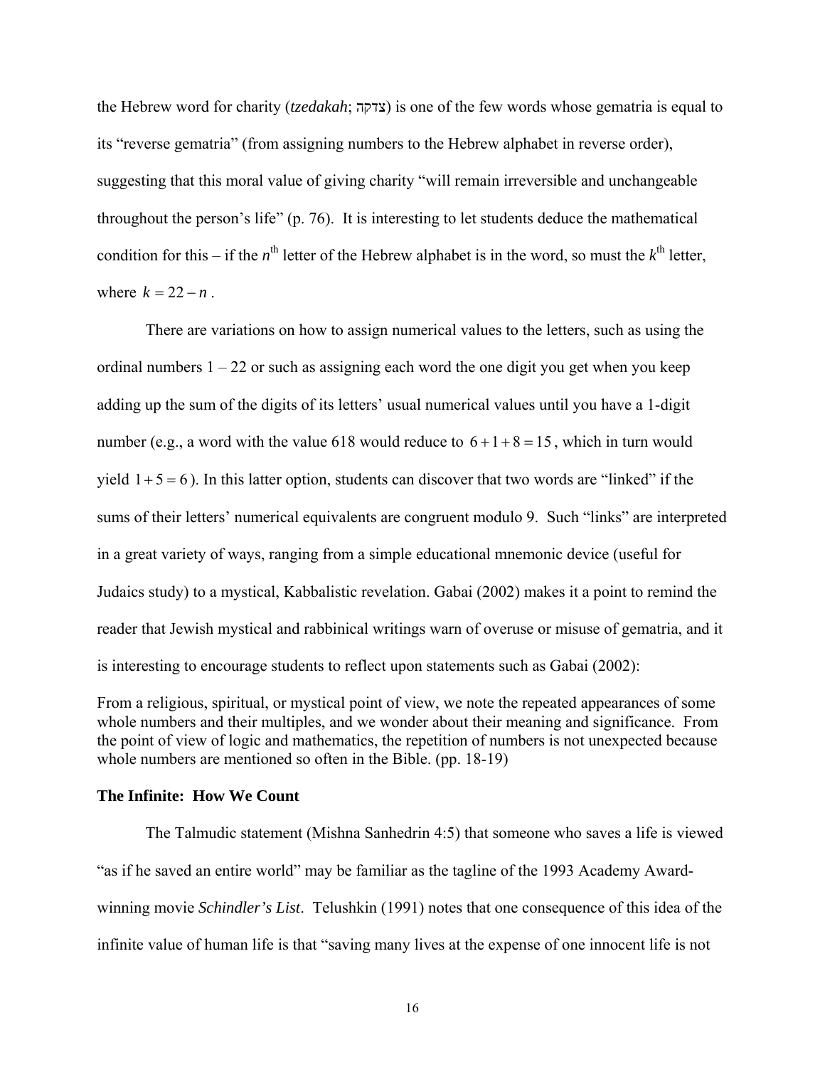the Hebrew word for charity (*tzedakah*; צדקה) is one of the few words whose gematria is equal to its "reverse gematria" (from assigning numbers to the Hebrew alphabet in reverse order), suggesting that this moral value of giving charity "will remain irreversible and unchangeable throughout the person's life" (p. 76). It is interesting to let students deduce the mathematical condition for this – if the $n^{\text{th}}$ letter of the Hebrew alphabet is in the word, so must the $k^{\text{th}}$ letter, where $k = 22 - n$ .

There are variations on how to assign numerical values to the letters, such as using the ordinal numbers 1 – 22 or such as assigning each word the one digit you get when you keep adding up the sum of the digits of its letters' usual numerical values until you have a 1-digit number (e.g., a word with the value 618 would reduce to $6 + 1 + 8 = 15$, which in turn would yield $1 + 5 = 6$). In this latter option, students can discover that two words are "linked" if the sums of their letters' numerical equivalents are congruent modulo 9. Such "links" are interpreted in a great variety of ways, ranging from a simple educational mnemonic device (useful for Judaics study) to a mystical, Kabbalistic revelation. Gabai (2002) makes it a point to remind the reader that Jewish mystical and rabbinical writings warn of overuse or misuse of gematria, and it is interesting to encourage students to reflect upon statements such as Gabai (2002):

From a religious, spiritual, or mystical point of view, we note the repeated appearances of some whole numbers and their multiples, and we wonder about their meaning and significance. From the point of view of logic and mathematics, the repetition of numbers is not unexpected because whole numbers are mentioned so often in the Bible. (pp. 18-19)

### The Infinite: How We Count

The Talmudic statement (Mishna Sanhedrin 4:5) that someone who saves a life is viewed "as if he saved an entire world" may be familiar as the tagline of the 1993 Academy Award-winning movie *Schindler's List*. Telushkin (1991) notes that one consequence of this idea of the infinite value of human life is that "saving many lives at the expense of one innocent life is not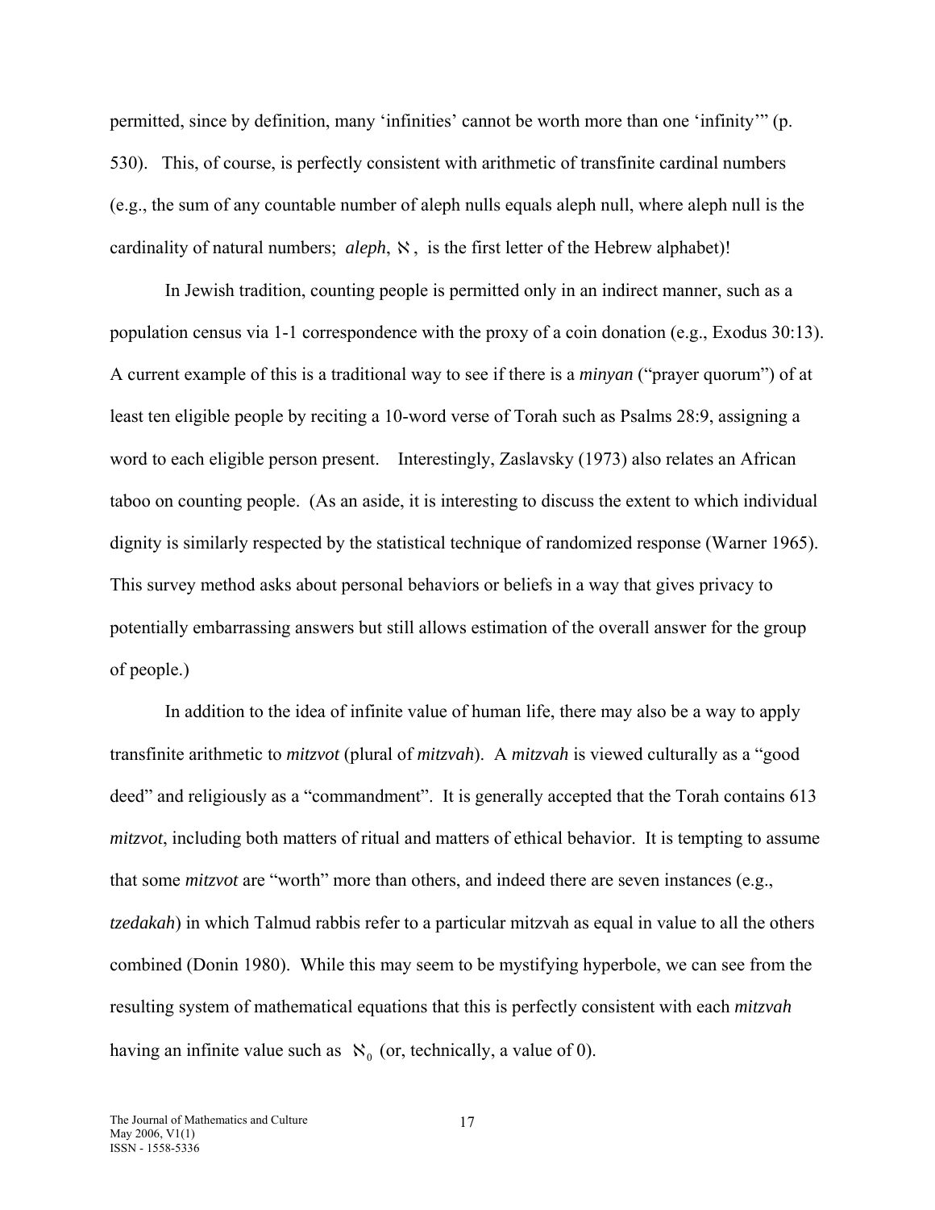permitted, since by definition, many 'infinities' cannot be worth more than one 'infinity'" (p. 530). This, of course, is perfectly consistent with arithmetic of transfinite cardinal numbers (e.g., the sum of any countable number of aleph nulls equals aleph null, where aleph null is the cardinality of natural numbers; *aleph*, $\aleph$, is the first letter of the Hebrew alphabet)!

In Jewish tradition, counting people is permitted only in an indirect manner, such as a population census via 1-1 correspondence with the proxy of a coin donation (e.g., Exodus 30:13). A current example of this is a traditional way to see if there is a *minyan* ("prayer quorum") of at least ten eligible people by reciting a 10-word verse of Torah such as Psalms 28:9, assigning a word to each eligible person present. Interestingly, Zaslavsky (1973) also relates an African taboo on counting people. (As an aside, it is interesting to discuss the extent to which individual dignity is similarly respected by the statistical technique of randomized response (Warner 1965). This survey method asks about personal behaviors or beliefs in a way that gives privacy to potentially embarrassing answers but still allows estimation of the overall answer for the group of people.)

In addition to the idea of infinite value of human life, there may also be a way to apply transfinite arithmetic to *mitzvot* (plural of *mitzvah*). A *mitzvah* is viewed culturally as a "good deed" and religiously as a "commandment". It is generally accepted that the Torah contains 613 *mitzvot*, including both matters of ritual and matters of ethical behavior. It is tempting to assume that some *mitzvot* are "worth" more than others, and indeed there are seven instances (e.g., *tzedakah*) in which Talmud rabbis refer to a particular mitzvah as equal in value to all the others combined (Donin 1980). While this may seem to be mystifying hyperbole, we can see from the resulting system of mathematical equations that this is perfectly consistent with each *mitzvah* having an infinite value such as $\aleph_0$ (or, technically, a value of 0).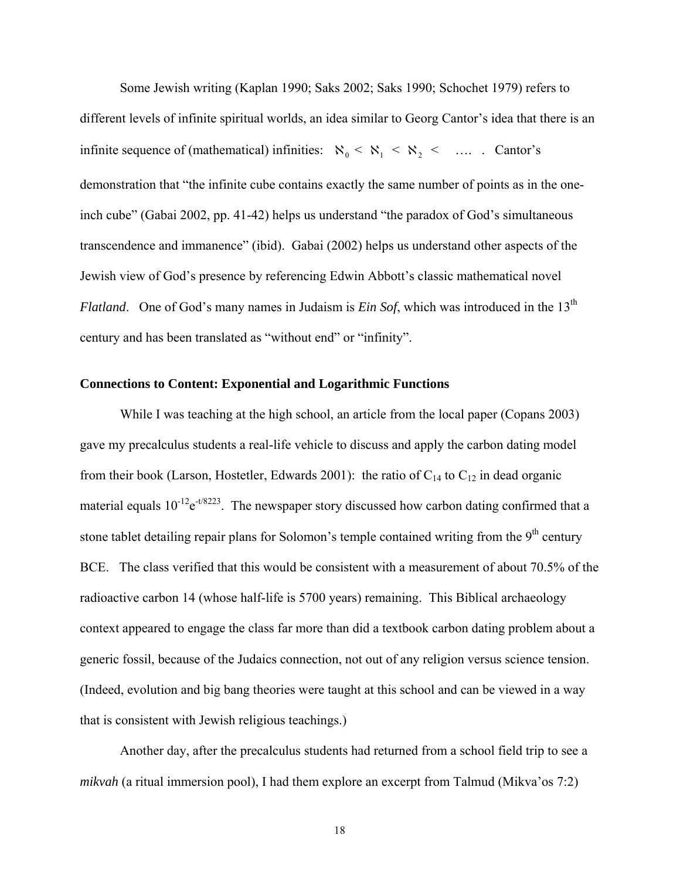Some Jewish writing (Kaplan 1990; Saks 2002; Saks 1990; Schochet 1979) refers to different levels of infinite spiritual worlds, an idea similar to Georg Cantor's idea that there is an infinite sequence of (mathematical) infinities: $\aleph_0 < \aleph_1 < \aleph_2 < \ldots$ . Cantor's demonstration that "the infinite cube contains exactly the same number of points as in the one-inch cube" (Gabai 2002, pp. 41-42) helps us understand "the paradox of God's simultaneous transcendence and immanence" (ibid). Gabai (2002) helps us understand other aspects of the Jewish view of God's presence by referencing Edwin Abbott's classic mathematical novel *Flatland*. One of God's many names in Judaism is *Ein Sof*, which was introduced in the 13th century and has been translated as "without end" or "infinity".

**Connections to Content: Exponential and Logarithmic Functions**

While I was teaching at the high school, an article from the local paper (Copans 2003) gave my precalculus students a real-life vehicle to discuss and apply the carbon dating model from their book (Larson, Hostetler, Edwards 2001): the ratio of $C_{14}$ to $C_{12}$ in dead organic material equals $10^{-12}e^{-t/8223}$. The newspaper story discussed how carbon dating confirmed that a stone tablet detailing repair plans for Solomon's temple contained writing from the 9th century BCE. The class verified that this would be consistent with a measurement of about 70.5% of the radioactive carbon 14 (whose half-life is 5700 years) remaining. This Biblical archaeology context appeared to engage the class far more than did a textbook carbon dating problem about a generic fossil, because of the Judaics connection, not out of any religion versus science tension. (Indeed, evolution and big bang theories were taught at this school and can be viewed in a way that is consistent with Jewish religious teachings.)

Another day, after the precalculus students had returned from a school field trip to see a *mikvah* (a ritual immersion pool), I had them explore an excerpt from Talmud (Mikva'os 7:2)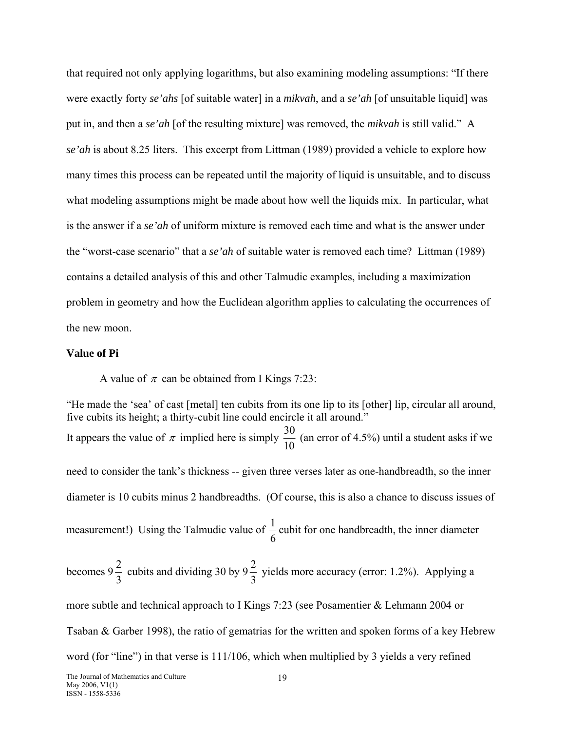that required not only applying logarithms, but also examining modeling assumptions: "If there were exactly forty *se'ahs* [of suitable water] in a *mikvah*, and a *se'ah* [of unsuitable liquid] was put in, and then a *se'ah* [of the resulting mixture] was removed, the *mikvah* is still valid." A *se'ah* is about 8.25 liters. This excerpt from Littman (1989) provided a vehicle to explore how many times this process can be repeated until the majority of liquid is unsuitable, and to discuss what modeling assumptions might be made about how well the liquids mix. In particular, what is the answer if a *se'ah* of uniform mixture is removed each time and what is the answer under the "worst-case scenario" that a *se'ah* of suitable water is removed each time? Littman (1989) contains a detailed analysis of this and other Talmudic examples, including a maximization problem in geometry and how the Euclidean algorithm applies to calculating the occurrences of the new moon.

**Value of Pi**

A value of $\pi$ can be obtained from I Kings 7:23:

"He made the 'sea' of cast [metal] ten cubits from its one lip to its [other] lip, circular all around, five cubits its height; a thirty-cubit line could encircle it all around."

It appears the value of $\pi$ implied here is simply $\frac{30}{10}$ (an error of 4.5%) until a student asks if we need to consider the tank's thickness -- given three verses later as one-handbreadth, so the inner diameter is 10 cubits minus 2 handbreadths. (Of course, this is also a chance to discuss issues of measurement!) Using the Talmudic value of $\frac{1}{6}$ cubit for one handbreadth, the inner diameter becomes $9\frac{2}{3}$ cubits and dividing 30 by $9\frac{2}{3}$ yields more accuracy (error: 1.2%). Applying a more subtle and technical approach to I Kings 7:23 (see Posamentier & Lehmann 2004 or Tsaban & Garber 1998), the ratio of gematrias for the written and spoken forms of a key Hebrew word (for "line") in that verse is 111/106, which when multiplied by 3 yields a very refined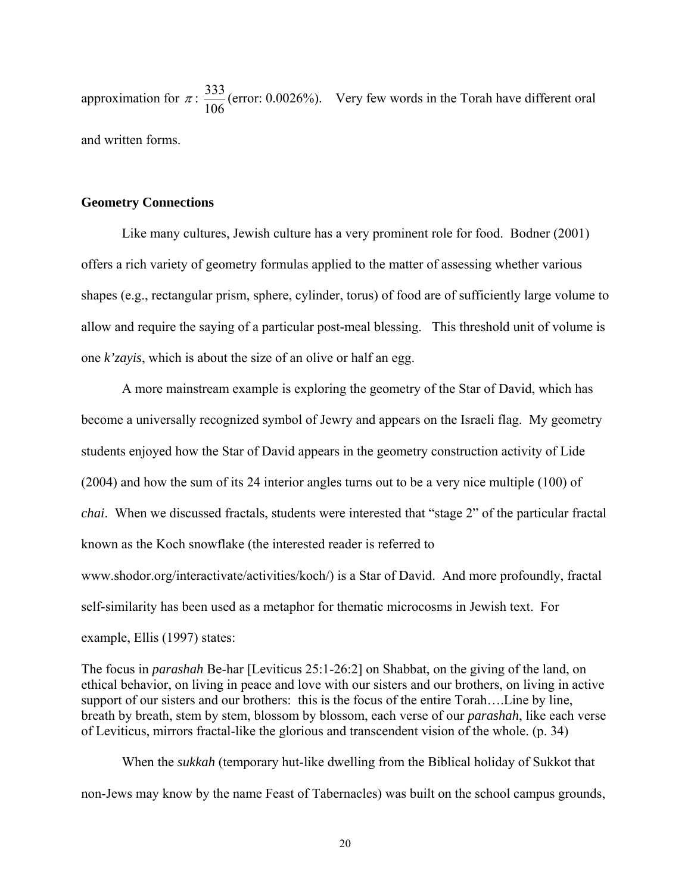approximation for $\pi$: $\frac{333}{106}$ (error: 0.0026%). Very few words in the Torah have different oral and written forms.

## Geometry Connections

Like many cultures, Jewish culture has a very prominent role for food. Bodner (2001) offers a rich variety of geometry formulas applied to the matter of assessing whether various shapes (e.g., rectangular prism, sphere, cylinder, torus) of food are of sufficiently large volume to allow and require the saying of a particular post-meal blessing. This threshold unit of volume is one *k'zayis*, which is about the size of an olive or half an egg.

A more mainstream example is exploring the geometry of the Star of David, which has become a universally recognized symbol of Jewry and appears on the Israeli flag. My geometry students enjoyed how the Star of David appears in the geometry construction activity of Lide (2004) and how the sum of its 24 interior angles turns out to be a very nice multiple (100) of *chai*. When we discussed fractals, students were interested that "stage 2" of the particular fractal known as the Koch snowflake (the interested reader is referred to www.shodor.org/interactivate/activities/koch/) is a Star of David. And more profoundly, fractal self-similarity has been used as a metaphor for thematic microcosms in Jewish text. For example, Ellis (1997) states:

> The focus in *parashah* Be-har [Leviticus 25:1-26:2] on Shabbat, on the giving of the land, on ethical behavior, on living in peace and love with our sisters and our brothers, on living in active support of our sisters and our brothers: this is the focus of the entire Torah….Line by line, breath by breath, stem by stem, blossom by blossom, each verse of our *parashah*, like each verse of Leviticus, mirrors fractal-like the glorious and transcendent vision of the whole. (p. 34)

When the *sukkah* (temporary hut-like dwelling from the Biblical holiday of Sukkot that non-Jews may know by the name Feast of Tabernacles) was built on the school campus grounds,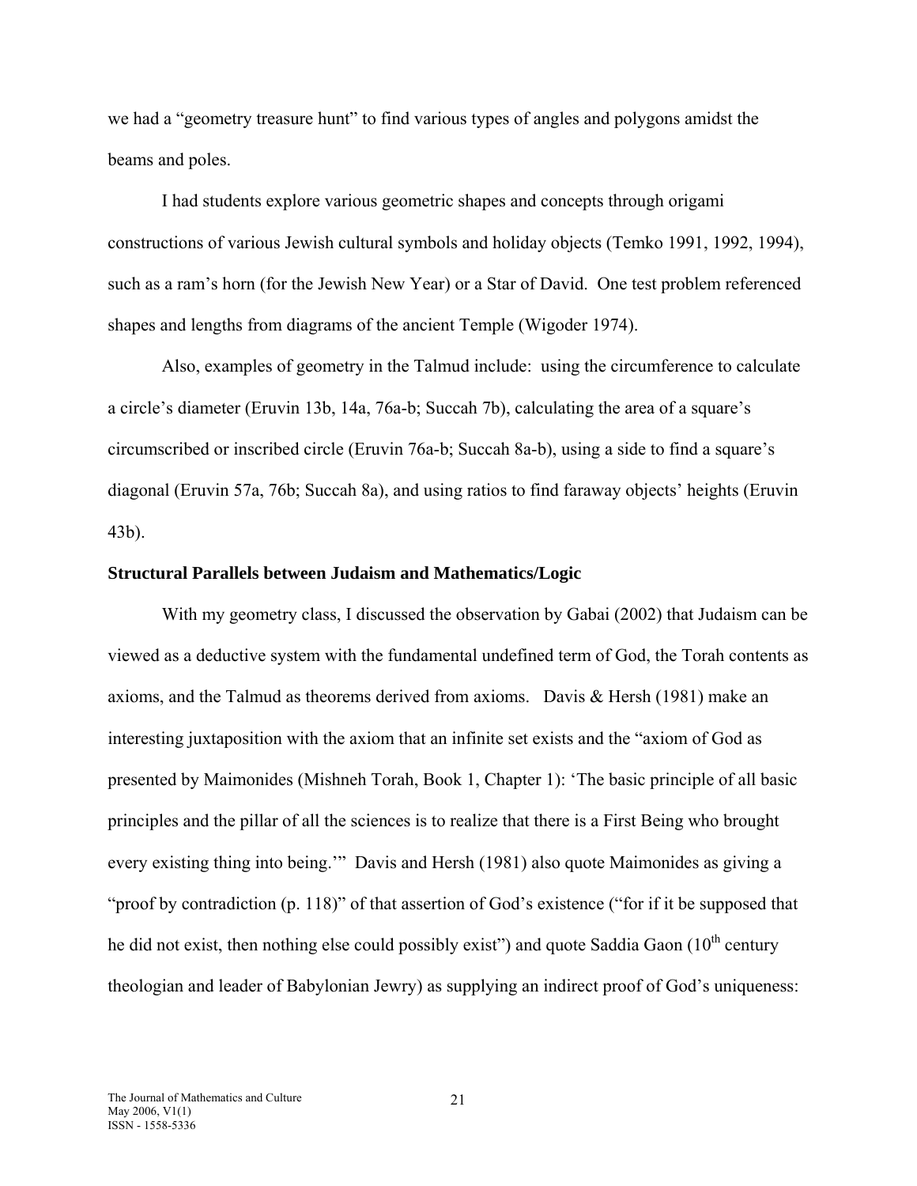we had a "geometry treasure hunt" to find various types of angles and polygons amidst the beams and poles.

I had students explore various geometric shapes and concepts through origami constructions of various Jewish cultural symbols and holiday objects (Temko 1991, 1992, 1994), such as a ram's horn (for the Jewish New Year) or a Star of David. One test problem referenced shapes and lengths from diagrams of the ancient Temple (Wigoder 1974).

Also, examples of geometry in the Talmud include: using the circumference to calculate a circle's diameter (Eruvin 13b, 14a, 76a-b; Succah 7b), calculating the area of a square's circumscribed or inscribed circle (Eruvin 76a-b; Succah 8a-b), using a side to find a square's diagonal (Eruvin 57a, 76b; Succah 8a), and using ratios to find faraway objects' heights (Eruvin 43b).

**Structural Parallels between Judaism and Mathematics/Logic**

With my geometry class, I discussed the observation by Gabai (2002) that Judaism can be viewed as a deductive system with the fundamental undefined term of God, the Torah contents as axioms, and the Talmud as theorems derived from axioms. Davis & Hersh (1981) make an interesting juxtaposition with the axiom that an infinite set exists and the "axiom of God as presented by Maimonides (Mishneh Torah, Book 1, Chapter 1): 'The basic principle of all basic principles and the pillar of all the sciences is to realize that there is a First Being who brought every existing thing into being.'" Davis and Hersh (1981) also quote Maimonides as giving a "proof by contradiction (p. 118)" of that assertion of God's existence ("for if it be supposed that he did not exist, then nothing else could possibly exist") and quote Saddia Gaon (10th century theologian and leader of Babylonian Jewry) as supplying an indirect proof of God's uniqueness: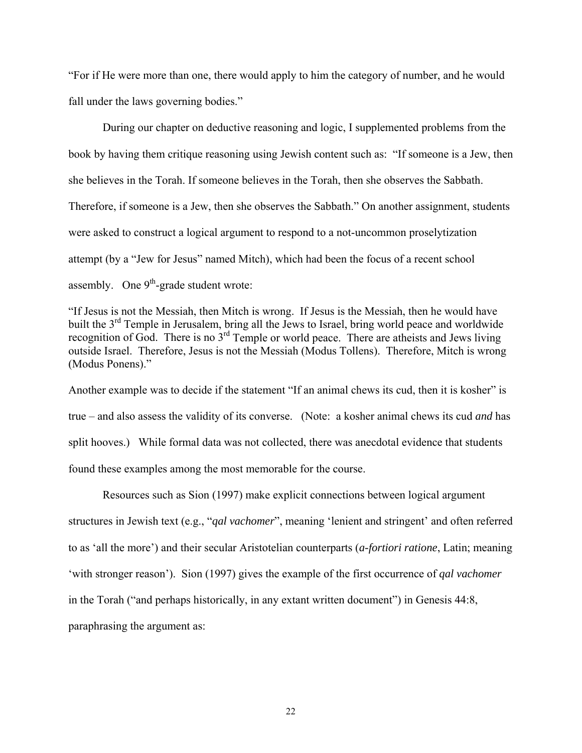"For if He were more than one, there would apply to him the category of number, and he would fall under the laws governing bodies."

During our chapter on deductive reasoning and logic, I supplemented problems from the book by having them critique reasoning using Jewish content such as: "If someone is a Jew, then she believes in the Torah. If someone believes in the Torah, then she observes the Sabbath. Therefore, if someone is a Jew, then she observes the Sabbath." On another assignment, students were asked to construct a logical argument to respond to a not-uncommon proselytization attempt (by a "Jew for Jesus" named Mitch), which had been the focus of a recent school assembly. One 9th-grade student wrote:

"If Jesus is not the Messiah, then Mitch is wrong. If Jesus is the Messiah, then he would have built the 3rd Temple in Jerusalem, bring all the Jews to Israel, bring world peace and worldwide recognition of God. There is no 3rd Temple or world peace. There are atheists and Jews living outside Israel. Therefore, Jesus is not the Messiah (Modus Tollens). Therefore, Mitch is wrong (Modus Ponens)."

Another example was to decide if the statement "If an animal chews its cud, then it is kosher" is true – and also assess the validity of its converse. (Note: a kosher animal chews its cud *and* has split hooves.) While formal data was not collected, there was anecdotal evidence that students found these examples among the most memorable for the course.

Resources such as Sion (1997) make explicit connections between logical argument structures in Jewish text (e.g., "*qal vachomer*", meaning 'lenient and stringent' and often referred to as 'all the more') and their secular Aristotelian counterparts (*a-fortiori ratione*, Latin; meaning 'with stronger reason'). Sion (1997) gives the example of the first occurrence of *qal vachomer* in the Torah ("and perhaps historically, in any extant written document") in Genesis 44:8, paraphrasing the argument as: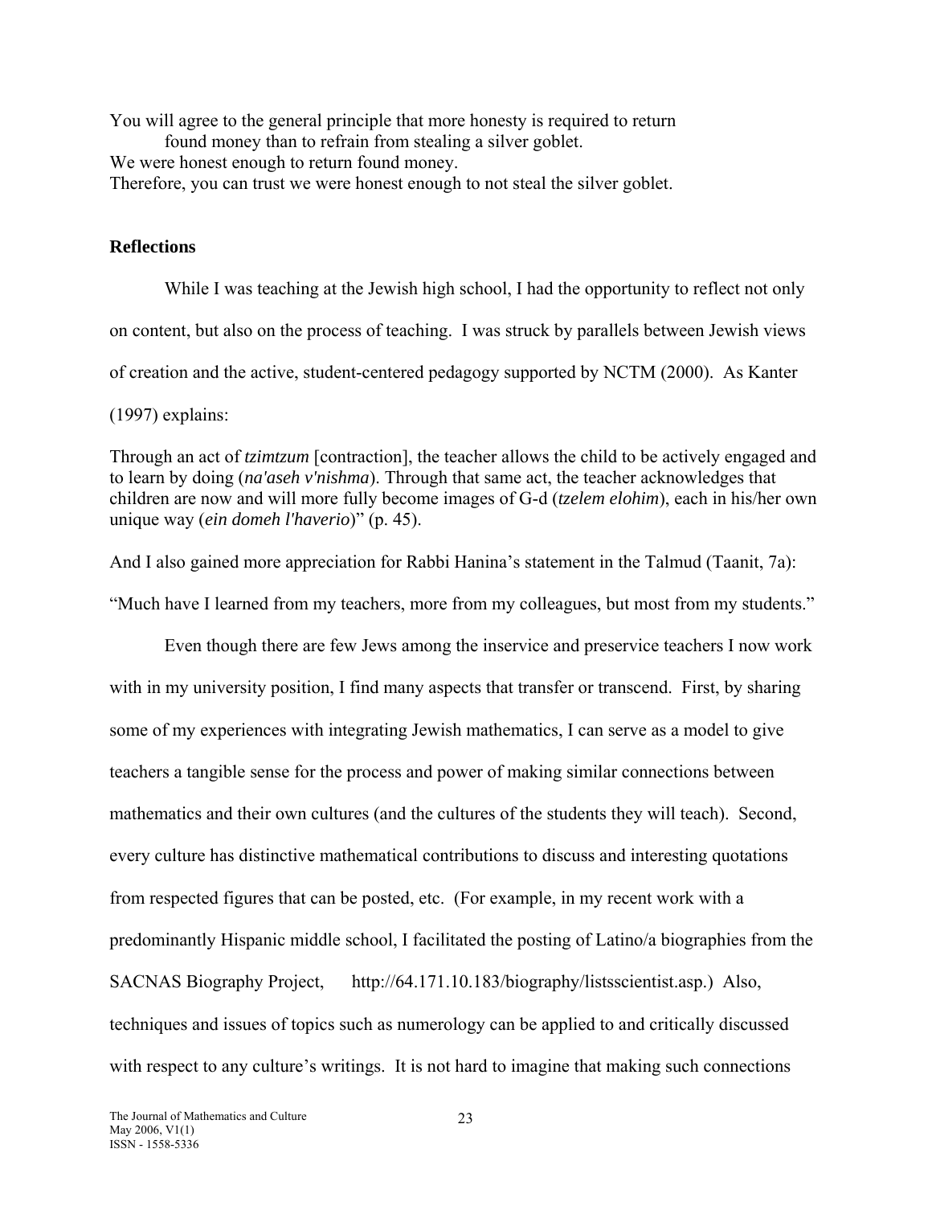You will agree to the general principle that more honesty is required to return found money than to refrain from stealing a silver goblet.
We were honest enough to return found money.
Therefore, you can trust we were honest enough to not steal the silver goblet.

## Reflections

While I was teaching at the Jewish high school, I had the opportunity to reflect not only on content, but also on the process of teaching. I was struck by parallels between Jewish views of creation and the active, student-centered pedagogy supported by NCTM (2000). As Kanter (1997) explains:

Through an act of ***tzimtzum*** [contraction], the teacher allows the child to be actively engaged and to learn by doing (***na'aseh v'nishma***). Through that same act, the teacher acknowledges that children are now and will more fully become images of G-d (*tzelem elohim*), each in his/her own unique way (*ein domeh l'haverio*)" (p. 45).

And I also gained more appreciation for Rabbi Hanina's statement in the Talmud (Taanit, 7a): "Much have I learned from my teachers, more from my colleagues, but most from my students."

Even though there are few Jews among the inservice and preservice teachers I now work with in my university position, I find many aspects that transfer or transcend. First, by sharing some of my experiences with integrating Jewish mathematics, I can serve as a model to give teachers a tangible sense for the process and power of making similar connections between mathematics and their own cultures (and the cultures of the students they will teach). Second, every culture has distinctive mathematical contributions to discuss and interesting quotations from respected figures that can be posted, etc. (For example, in my recent work with a predominantly Hispanic middle school, I facilitated the posting of Latino/a biographies from the SACNAS Biography Project, http://64.171.10.183/biography/listsscientist.asp.) Also, techniques and issues of topics such as numerology can be applied to and critically discussed with respect to any culture's writings. It is not hard to imagine that making such connections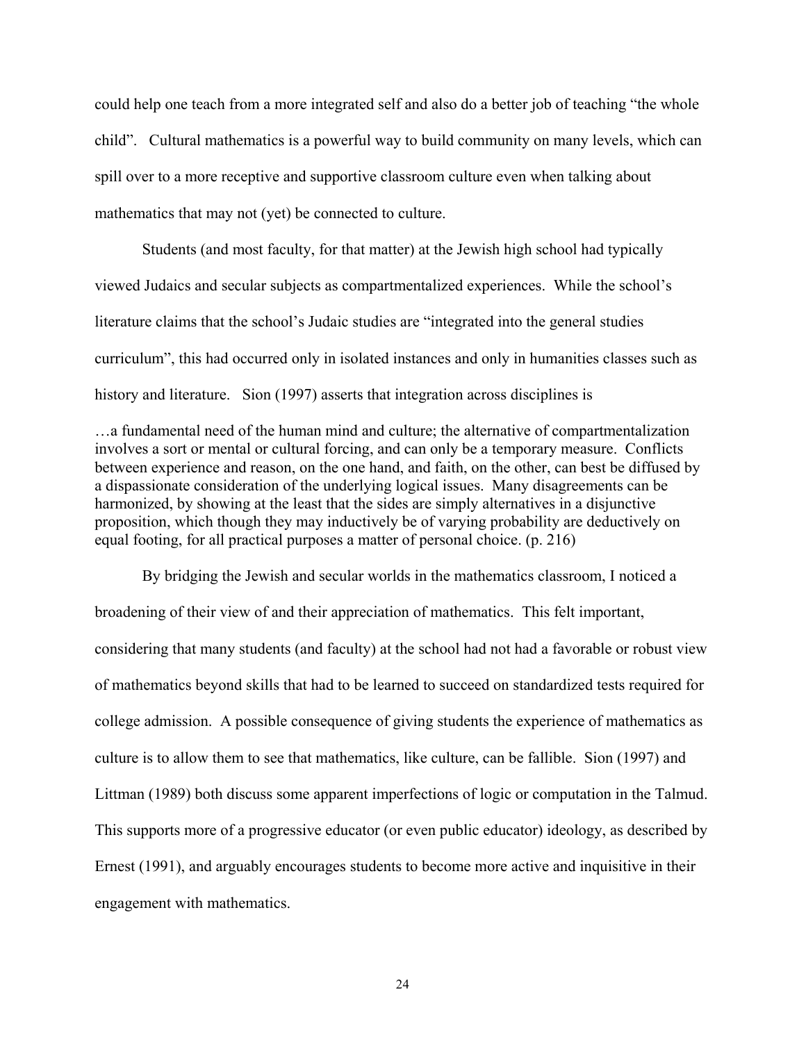could help one teach from a more integrated self and also do a better job of teaching "the whole child". Cultural mathematics is a powerful way to build community on many levels, which can spill over to a more receptive and supportive classroom culture even when talking about mathematics that may not (yet) be connected to culture.

Students (and most faculty, for that matter) at the Jewish high school had typically viewed Judaics and secular subjects as compartmentalized experiences. While the school's literature claims that the school's Judaic studies are "integrated into the general studies curriculum", this had occurred only in isolated instances and only in humanities classes such as history and literature. Sion (1997) asserts that integration across disciplines is

> …a fundamental need of the human mind and culture; the alternative of compartmentalization involves a sort or mental or cultural forcing, and can only be a temporary measure. Conflicts between experience and reason, on the one hand, and faith, on the other, can best be diffused by a dispassionate consideration of the underlying logical issues. Many disagreements can be harmonized, by showing at the least that the sides are simply alternatives in a disjunctive proposition, which though they may inductively be of varying probability are deductively on equal footing, for all practical purposes a matter of personal choice. (p. 216)

By bridging the Jewish and secular worlds in the mathematics classroom, I noticed a broadening of their view of and their appreciation of mathematics. This felt important, considering that many students (and faculty) at the school had not had a favorable or robust view of mathematics beyond skills that had to be learned to succeed on standardized tests required for college admission. A possible consequence of giving students the experience of mathematics as culture is to allow them to see that mathematics, like culture, can be fallible. Sion (1997) and Littman (1989) both discuss some apparent imperfections of logic or computation in the Talmud. This supports more of a progressive educator (or even public educator) ideology, as described by Ernest (1991), and arguably encourages students to become more active and inquisitive in their engagement with mathematics.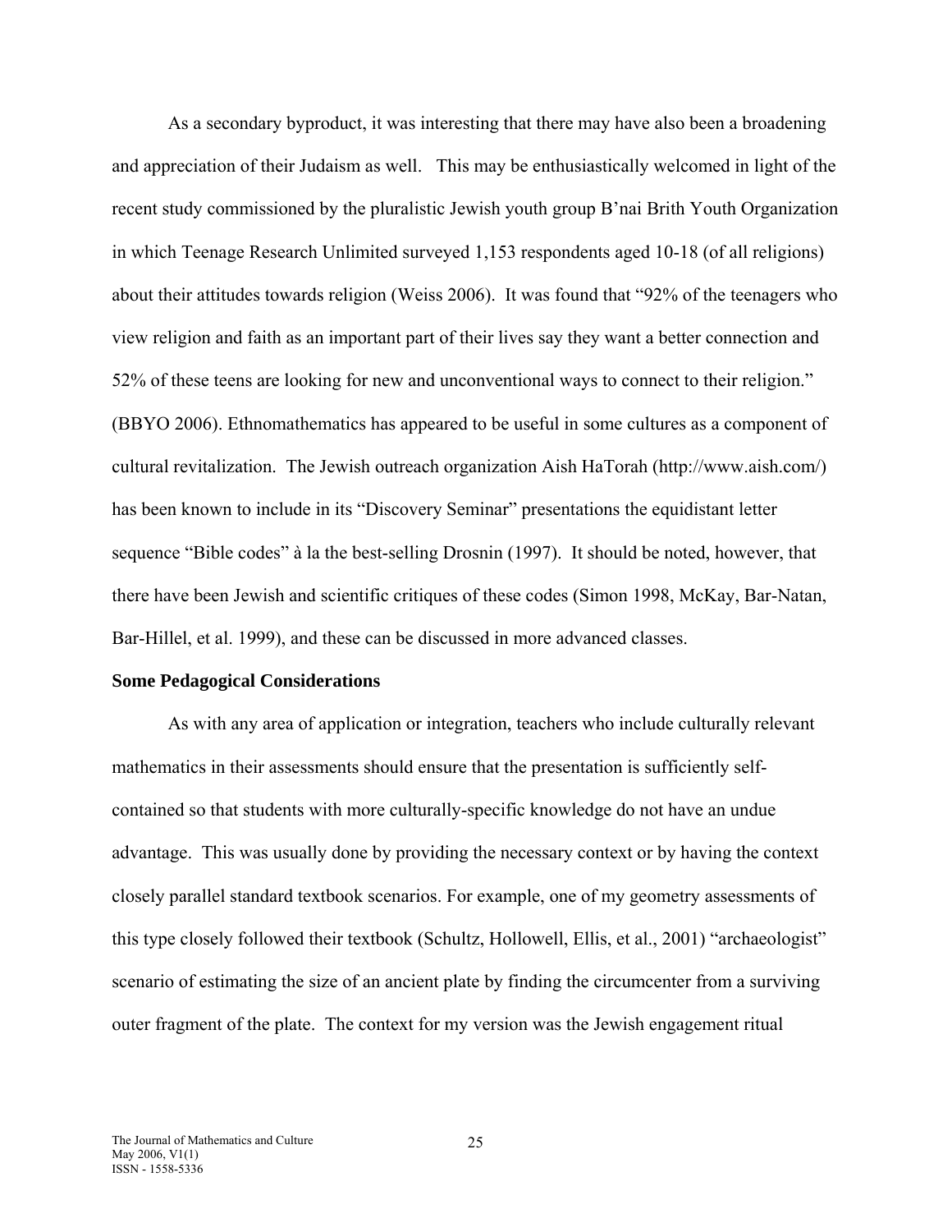As a secondary byproduct, it was interesting that there may have also been a broadening and appreciation of their Judaism as well. This may be enthusiastically welcomed in light of the recent study commissioned by the pluralistic Jewish youth group B'nai Brith Youth Organization in which Teenage Research Unlimited surveyed 1,153 respondents aged 10-18 (of all religions) about their attitudes towards religion (Weiss 2006). It was found that "92% of the teenagers who view religion and faith as an important part of their lives say they want a better connection and 52% of these teens are looking for new and unconventional ways to connect to their religion." (BBYO 2006). Ethnomathematics has appeared to be useful in some cultures as a component of cultural revitalization. The Jewish outreach organization Aish HaTorah (http://www.aish.com/) has been known to include in its "Discovery Seminar" presentations the equidistant letter sequence "Bible codes" à la the best-selling Drosnin (1997). It should be noted, however, that there have been Jewish and scientific critiques of these codes (Simon 1998, McKay, Bar-Natan, Bar-Hillel, et al. 1999), and these can be discussed in more advanced classes.

**Some Pedagogical Considerations**

As with any area of application or integration, teachers who include culturally relevant mathematics in their assessments should ensure that the presentation is sufficiently self-contained so that students with more culturally-specific knowledge do not have an undue advantage. This was usually done by providing the necessary context or by having the context closely parallel standard textbook scenarios. For example, one of my geometry assessments of this type closely followed their textbook (Schultz, Hollowell, Ellis, et al., 2001) "archaeologist" scenario of estimating the size of an ancient plate by finding the circumcenter from a surviving outer fragment of the plate. The context for my version was the Jewish engagement ritual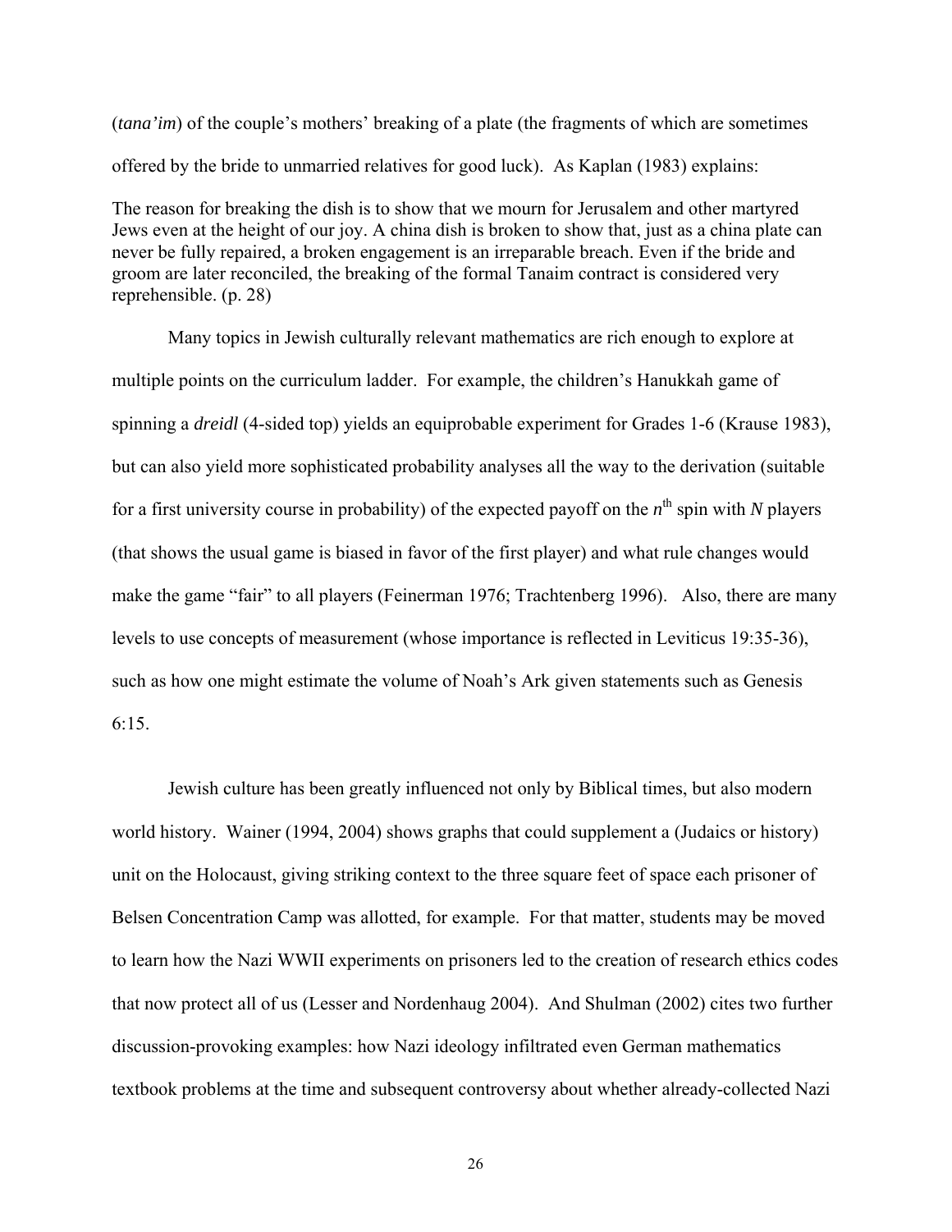(*tana'im*) of the couple's mothers' breaking of a plate (the fragments of which are sometimes offered by the bride to unmarried relatives for good luck). As Kaplan (1983) explains:

> The reason for breaking the dish is to show that we mourn for Jerusalem and other martyred Jews even at the height of our joy. A china dish is broken to show that, just as a china plate can never be fully repaired, a broken engagement is an irreparable breach. Even if the bride and groom are later reconciled, the breaking of the formal Tanaim contract is considered very reprehensible. (p. 28)

Many topics in Jewish culturally relevant mathematics are rich enough to explore at multiple points on the curriculum ladder. For example, the children's Hanukkah game of spinning a *dreidl* (4-sided top) yields an equiprobable experiment for Grades 1-6 (Krause 1983), but can also yield more sophisticated probability analyses all the way to the derivation (suitable for a first university course in probability) of the expected payoff on the $n^{\text{th}}$ spin with $N$ players (that shows the usual game is biased in favor of the first player) and what rule changes would make the game "fair" to all players (Feinerman 1976; Trachtenberg 1996). Also, there are many levels to use concepts of measurement (whose importance is reflected in Leviticus 19:35-36), such as how one might estimate the volume of Noah's Ark given statements such as Genesis 6:15.

Jewish culture has been greatly influenced not only by Biblical times, but also modern world history. Wainer (1994, 2004) shows graphs that could supplement a (Judaics or history) unit on the Holocaust, giving striking context to the three square feet of space each prisoner of Belsen Concentration Camp was allotted, for example. For that matter, students may be moved to learn how the Nazi WWII experiments on prisoners led to the creation of research ethics codes that now protect all of us (Lesser and Nordenhaug 2004). And Shulman (2002) cites two further discussion-provoking examples: how Nazi ideology infiltrated even German mathematics textbook problems at the time and subsequent controversy about whether already-collected Nazi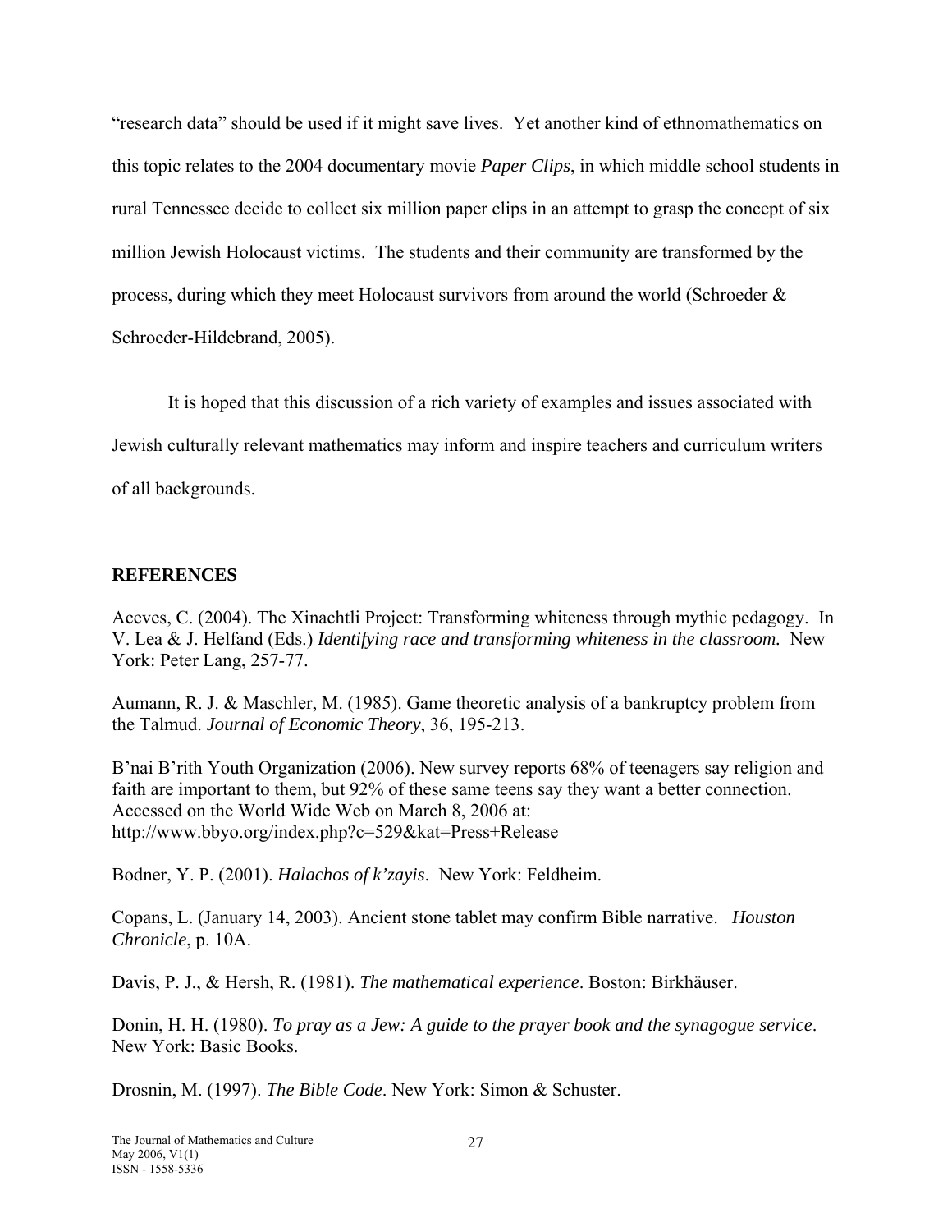"research data" should be used if it might save lives. Yet another kind of ethnomathematics on this topic relates to the 2004 documentary movie *Paper Clips*, in which middle school students in rural Tennessee decide to collect six million paper clips in an attempt to grasp the concept of six million Jewish Holocaust victims. The students and their community are transformed by the process, during which they meet Holocaust survivors from around the world (Schroeder & Schroeder-Hildebrand, 2005).

It is hoped that this discussion of a rich variety of examples and issues associated with Jewish culturally relevant mathematics may inform and inspire teachers and curriculum writers of all backgrounds.

## REFERENCES

Aceves, C. (2004). The Xinachtli Project: Transforming whiteness through mythic pedagogy. In V. Lea & J. Helfand (Eds.) *Identifying race and transforming whiteness in the classroom.* New York: Peter Lang, 257-77.

Aumann, R. J. & Maschler, M. (1985). Game theoretic analysis of a bankruptcy problem from the Talmud. *Journal of Economic Theory*, 36, 195-213.

B'nai B'rith Youth Organization (2006). New survey reports 68% of teenagers say religion and faith are important to them, but 92% of these same teens say they want a better connection. Accessed on the World Wide Web on March 8, 2006 at: http://www.bbyo.org/index.php?c=529&kat=Press+Release

Bodner, Y. P. (2001). *Halachos of k'zayis*. New York: Feldheim.

Copans, L. (January 14, 2003). Ancient stone tablet may confirm Bible narrative. *Houston Chronicle*, p. 10A.

Davis, P. J., & Hersh, R. (1981). *The mathematical experience*. Boston: Birkhäuser.

Donin, H. H. (1980). *To pray as a Jew: A guide to the prayer book and the synagogue service*. New York: Basic Books.

Drosnin, M. (1997). *The Bible Code*. New York: Simon & Schuster.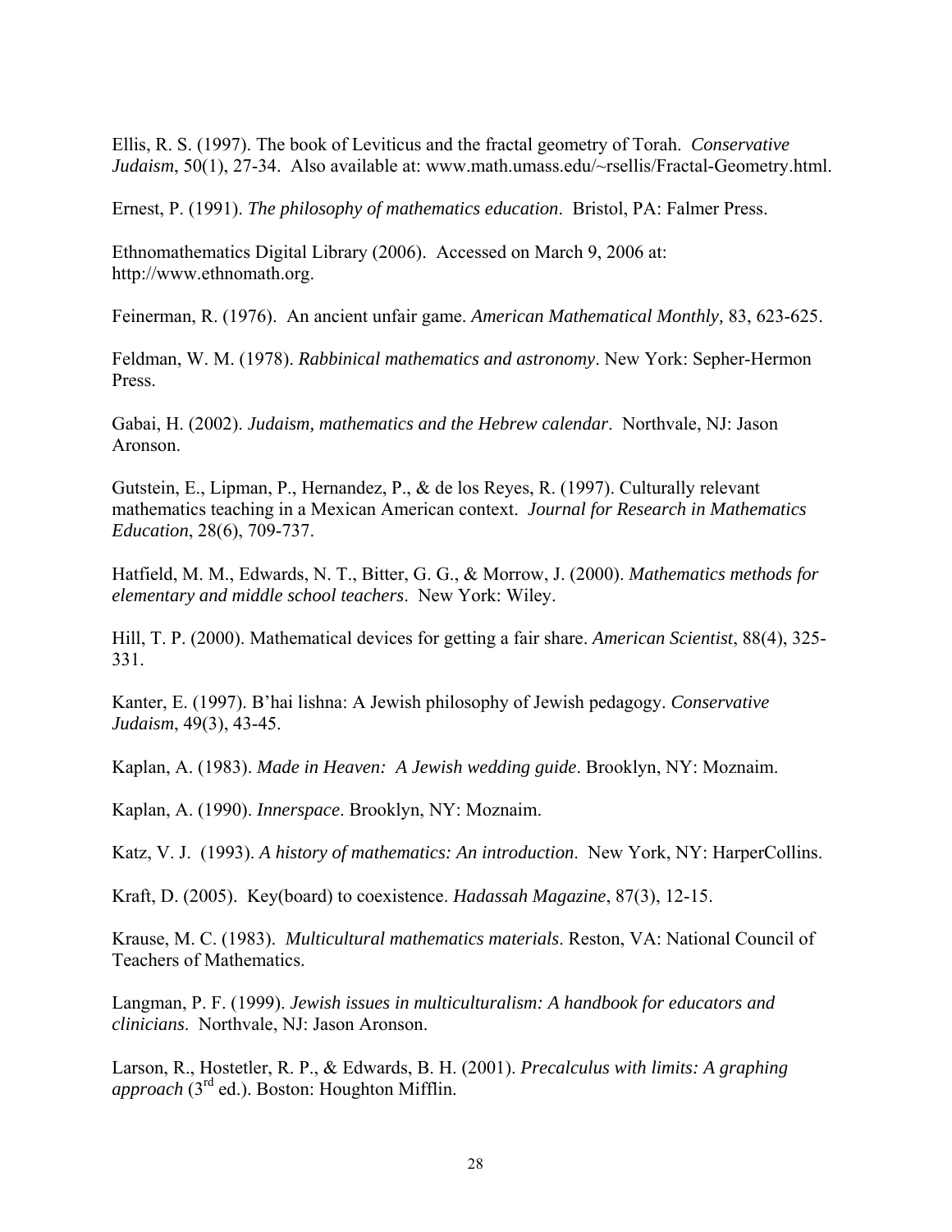Ellis, R. S. (1997). The book of Leviticus and the fractal geometry of Torah. *Conservative Judaism*, 50(1), 27-34. Also available at: www.math.umass.edu/~rsellis/Fractal-Geometry.html.

Ernest, P. (1991). *The philosophy of mathematics education*. Bristol, PA: Falmer Press.

Ethnomathematics Digital Library (2006). Accessed on March 9, 2006 at: http://www.ethnomath.org.

Feinerman, R. (1976). An ancient unfair game. *American Mathematical Monthly,* 83, 623-625.

Feldman, W. M. (1978). *Rabbinical mathematics and astronomy*. New York: Sepher-Hermon Press.

Gabai, H. (2002). *Judaism, mathematics and the Hebrew calendar*. Northvale, NJ: Jason Aronson.

Gutstein, E., Lipman, P., Hernandez, P., & de los Reyes, R. (1997). Culturally relevant mathematics teaching in a Mexican American context. *Journal for Research in Mathematics Education*, 28(6), 709-737.

Hatfield, M. M., Edwards, N. T., Bitter, G. G., & Morrow, J. (2000). *Mathematics methods for elementary and middle school teachers*. New York: Wiley.

Hill, T. P. (2000). Mathematical devices for getting a fair share. *American Scientist*, 88(4), 325-331.

Kanter, E. (1997). B'hai lishna: A Jewish philosophy of Jewish pedagogy. *Conservative Judaism*, 49(3), 43-45.

Kaplan, A. (1983). *Made in Heaven: A Jewish wedding guide*. Brooklyn, NY: Moznaim.

Kaplan, A. (1990). *Innerspace*. Brooklyn, NY: Moznaim.

Katz, V. J. (1993). *A history of mathematics: An introduction*. New York, NY: HarperCollins.

Kraft, D. (2005). Key(board) to coexistence. *Hadassah Magazine*, 87(3), 12-15.

Krause, M. C. (1983). *Multicultural mathematics materials*. Reston, VA: National Council of Teachers of Mathematics.

Langman, P. F. (1999). *Jewish issues in multiculturalism: A handbook for educators and clinicians*. Northvale, NJ: Jason Aronson.

Larson, R., Hostetler, R. P., & Edwards, B. H. (2001). *Precalculus with limits: A graphing approach* (3rd ed.). Boston: Houghton Mifflin.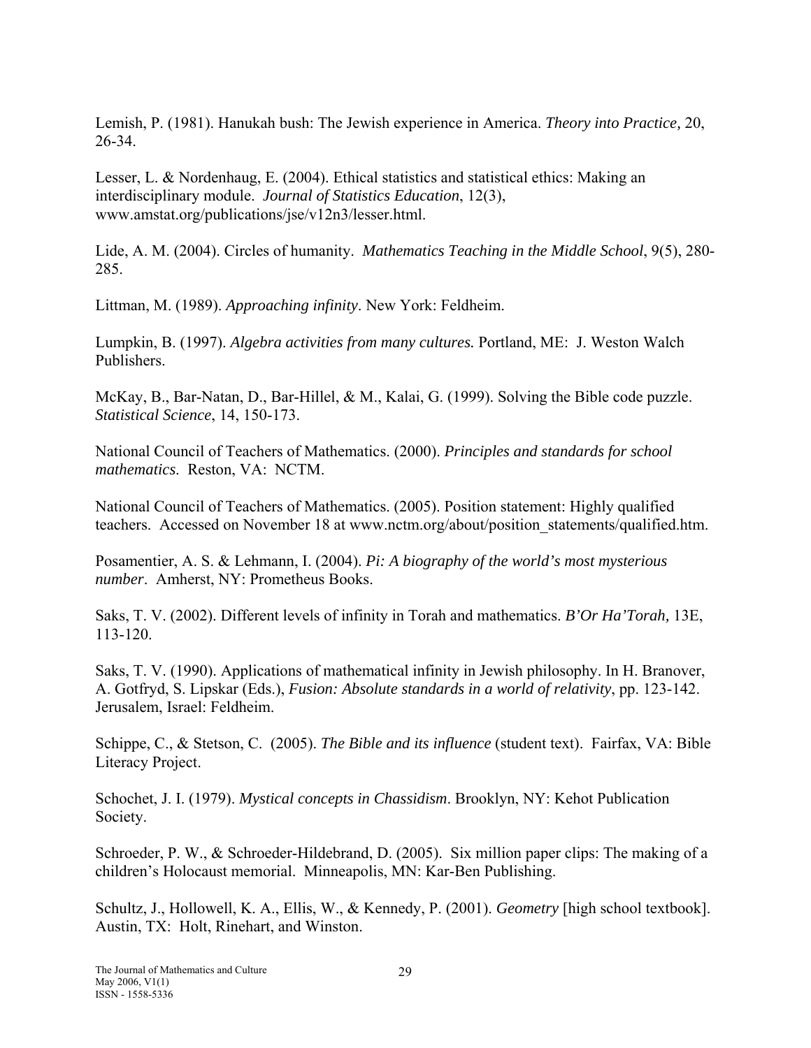Lemish, P. (1981). Hanukah bush: The Jewish experience in America. *Theory into Practice,* 20, 26-34.

Lesser, L. & Nordenhaug, E. (2004). Ethical statistics and statistical ethics: Making an interdisciplinary module. *Journal of Statistics Education*, 12(3), www.amstat.org/publications/jse/v12n3/lesser.html.

Lide, A. M. (2004). Circles of humanity. *Mathematics Teaching in the Middle School*, 9(5), 280-285.

Littman, M. (1989). *Approaching infinity*. New York: Feldheim.

Lumpkin, B. (1997). *Algebra activities from many cultures.* Portland, ME: J. Weston Walch Publishers.

McKay, B., Bar-Natan, D., Bar-Hillel, & M., Kalai, G. (1999). Solving the Bible code puzzle. *Statistical Science*, 14, 150-173.

National Council of Teachers of Mathematics. (2000). *Principles and standards for school mathematics*. Reston, VA: NCTM.

National Council of Teachers of Mathematics. (2005). Position statement: Highly qualified teachers. Accessed on November 18 at www.nctm.org/about/position_statements/qualified.htm.

Posamentier, A. S. & Lehmann, I. (2004). *Pi: A biography of the world's most mysterious number*. Amherst, NY: Prometheus Books.

Saks, T. V. (2002). Different levels of infinity in Torah and mathematics. *B'Or Ha'Torah,* 13E, 113-120.

Saks, T. V. (1990). Applications of mathematical infinity in Jewish philosophy. In H. Branover, A. Gotfryd, S. Lipskar (Eds.), *Fusion: Absolute standards in a world of relativity*, pp. 123-142. Jerusalem, Israel: Feldheim.

Schippe, C., & Stetson, C. (2005). *The Bible and its influence* (student text). Fairfax, VA: Bible Literacy Project.

Schochet, J. I. (1979). *Mystical concepts in Chassidism*. Brooklyn, NY: Kehot Publication Society.

Schroeder, P. W., & Schroeder-Hildebrand, D. (2005). Six million paper clips: The making of a children's Holocaust memorial. Minneapolis, MN: Kar-Ben Publishing.

Schultz, J., Hollowell, K. A., Ellis, W., & Kennedy, P. (2001). *Geometry* [high school textbook]. Austin, TX: Holt, Rinehart, and Winston.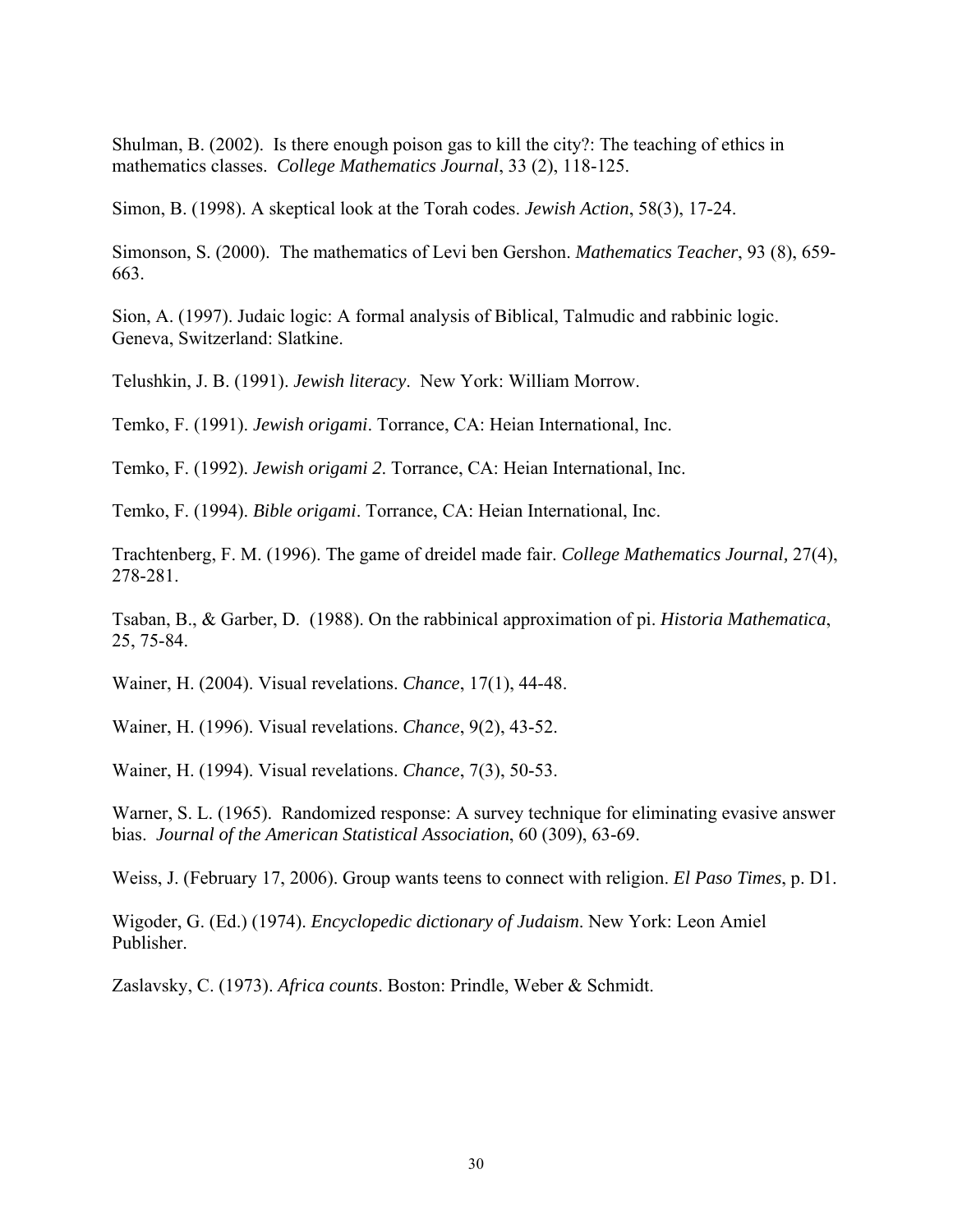Shulman, B. (2002). Is there enough poison gas to kill the city?: The teaching of ethics in mathematics classes. *College Mathematics Journal*, 33 (2), 118-125.

Simon, B. (1998). A skeptical look at the Torah codes. *Jewish Action*, 58(3), 17-24.

Simonson, S. (2000). The mathematics of Levi ben Gershon. *Mathematics Teacher*, 93 (8), 659-663.

Sion, A. (1997). Judaic logic: A formal analysis of Biblical, Talmudic and rabbinic logic. Geneva, Switzerland: Slatkine.

Telushkin, J. B. (1991). *Jewish literacy*. New York: William Morrow.

Temko, F. (1991). *Jewish origami*. Torrance, CA: Heian International, Inc.

Temko, F. (1992). *Jewish origami 2*. Torrance, CA: Heian International, Inc.

Temko, F. (1994). *Bible origami*. Torrance, CA: Heian International, Inc.

Trachtenberg, F. M. (1996). The game of dreidel made fair. *College Mathematics Journal,* 27(4), 278-281.

Tsaban, B., & Garber, D. (1988). On the rabbinical approximation of pi. *Historia Mathematica*, 25, 75-84.

Wainer, H. (2004). Visual revelations. *Chance*, 17(1), 44-48.

Wainer, H. (1996). Visual revelations. *Chance*, 9(2), 43-52.

Wainer, H. (1994). Visual revelations. *Chance*, 7(3), 50-53.

Warner, S. L. (1965). Randomized response: A survey technique for eliminating evasive answer bias. *Journal of the American Statistical Association*, 60 (309), 63-69.

Weiss, J. (February 17, 2006). Group wants teens to connect with religion. *El Paso Times*, p. D1.

Wigoder, G. (Ed.) (1974). *Encyclopedic dictionary of Judaism*. New York: Leon Amiel Publisher.

Zaslavsky, C. (1973). *Africa counts*. Boston: Prindle, Weber & Schmidt.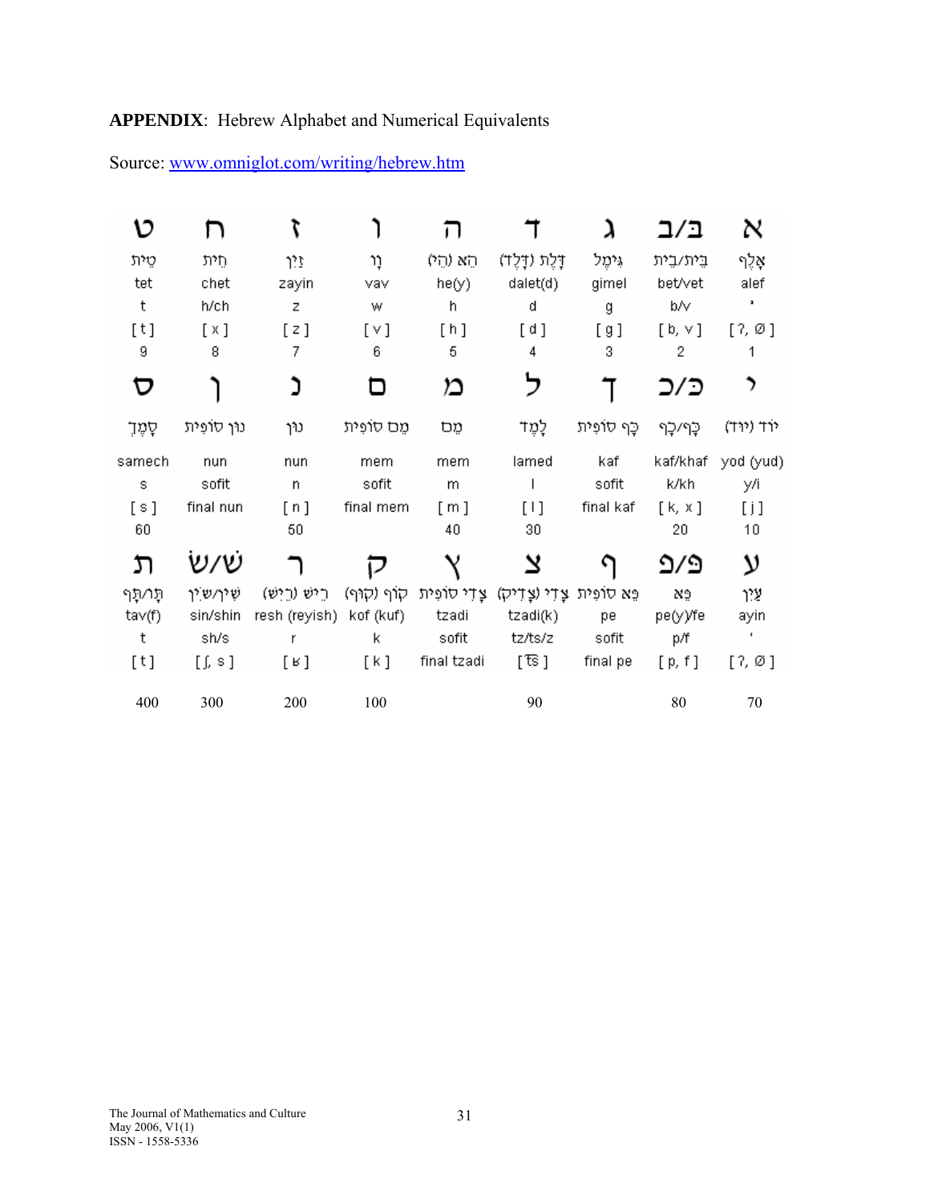**APPENDIX**: Hebrew Alphabet and Numerical Equivalents

Source: www.omniglot.com/writing/hebrew.htm

| | | | | | | | | |
|---|---|---|---|---|---|---|---|---|
| ט | ח | ז | ו | ה | ד | ג | בּ/ב | א |
| טֵית | חֵית | זַיִן | וָו | הֵא (הֵי) | דָּלֶת (דָּלֶד) | גִּימֶל | בֵּית/בֵית | אָלֶף |
| tet | chet | zayin | vav | he(y) | dalet(d) | gimel | bet/vet | alef |
| t | h/ch | z | w | h | d | g | b/v | ʾ |
| [ t ] | [ x ] | [ z ] | [ v ] | [ h ] | [ d ] | [ g ] | [ b, v ] | [ ʔ, Ø ] |
| 9 | 8 | 7 | 6 | 5 | 4 | 3 | 2 | 1 |
| ס | ן | נ | ם | מ | ל | ך | כּ/כ | י |
| סָמֶךְ | נוּן סוֹפִית | נוּן | מֵם סוֹפִית | מֵם | לָמֶד | כָף סוֹפִית | כָּף/כָף | יוֹד (יוּד) |
| samech | nun sofit | nun | mem sofit | mem | lamed | kaf sofit | kaf/khaf | yod (yud) |
| s | final nun | n | final mem | m | l | final kaf | k/kh | y/i |
| [ s ] | | [ n ] | | [ m ] | [ l ] | | [ k, x ] | [ j ] |
| 60 | | 50 | | 40 | 30 | | 20 | 10 |
| ת | שׁ/שׂ | ר | ק | ץ | צ | ף | פּ/פ | ע |
| תָּו/תָּף | שִׁין/שִׂין | רֵישׁ (רֵיִשׁ) | קוֹף (קוּף) | צָדִי סוֹפִית | צָדִי (צָדִיק) | פֵּא סוֹפִית | פֵּא | עַיִן |
| tav(f) | sin/shin | resh (reyish) | kof (kuf) | tzadi sofit | tzadi(k) | pe sofit | pe(y)/fe | ayin |
| t | sh/s | r | k | final tzadi | tz/ts/z | final pe | p/f | ʿ |
| [ t ] | [ ʃ, s ] | [ ʁ ] | [ k ] | | [ t͡s ] | | [ p, f ] | [ ʔ, Ø ] |
| 400 | 300 | 200 | 100 | | 90 | | 80 | 70 |